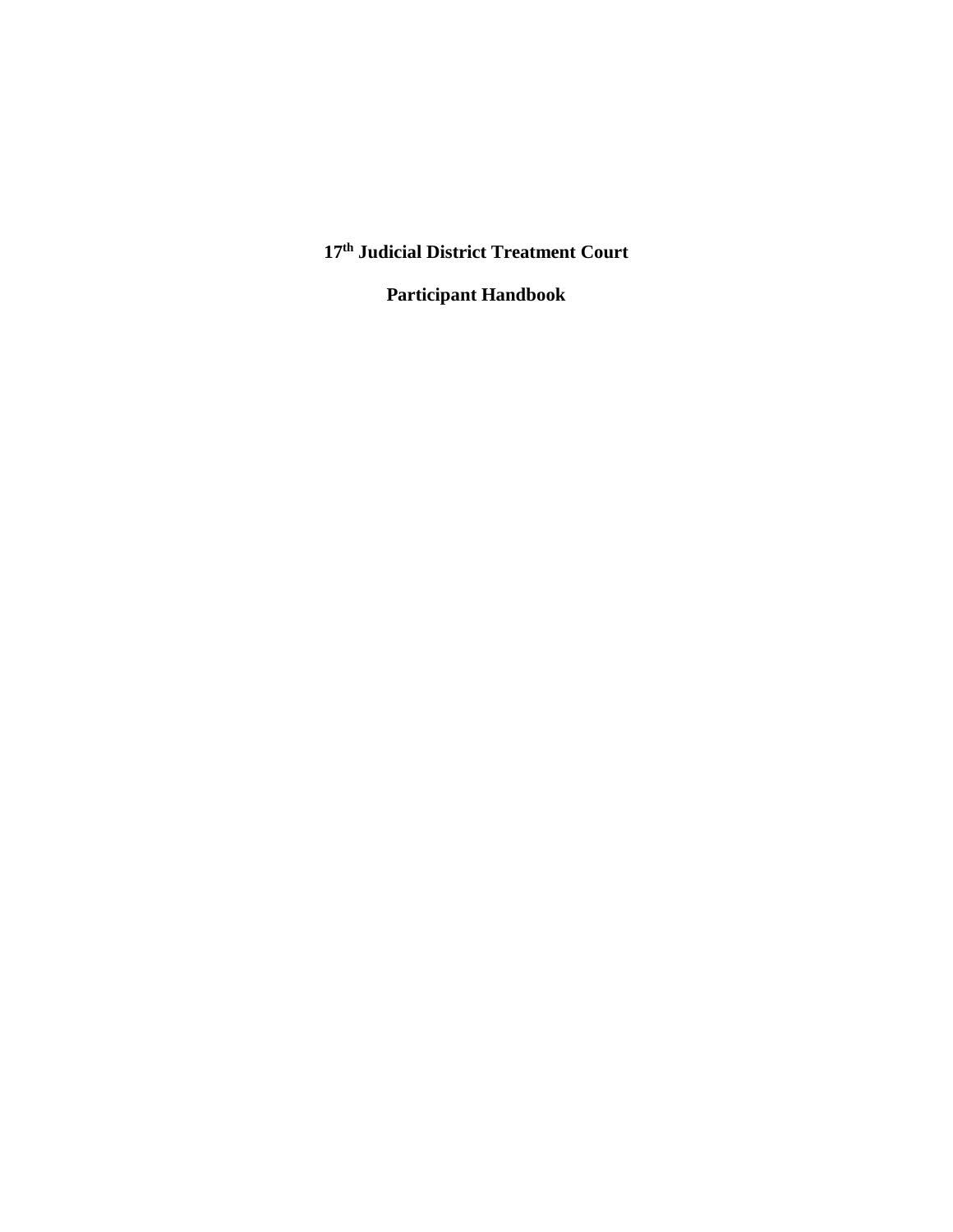# 17th Judicial District Treatment Court

# Participant Handbook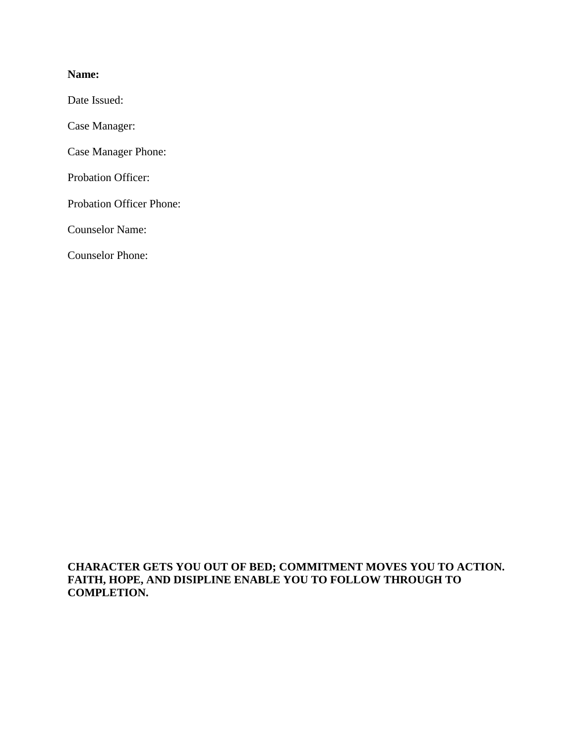**Name:**

Date Issued:

Case Manager:

Case Manager Phone:

Probation Officer:

Probation Officer Phone:

Counselor Name:

Counselor Phone:

**CHARACTER GETS YOU OUT OF BED; COMMITMENT MOVES YOU TO ACTION. FAITH, HOPE, AND DISIPLINE ENABLE YOU TO FOLLOW THROUGH TO COMPLETION.**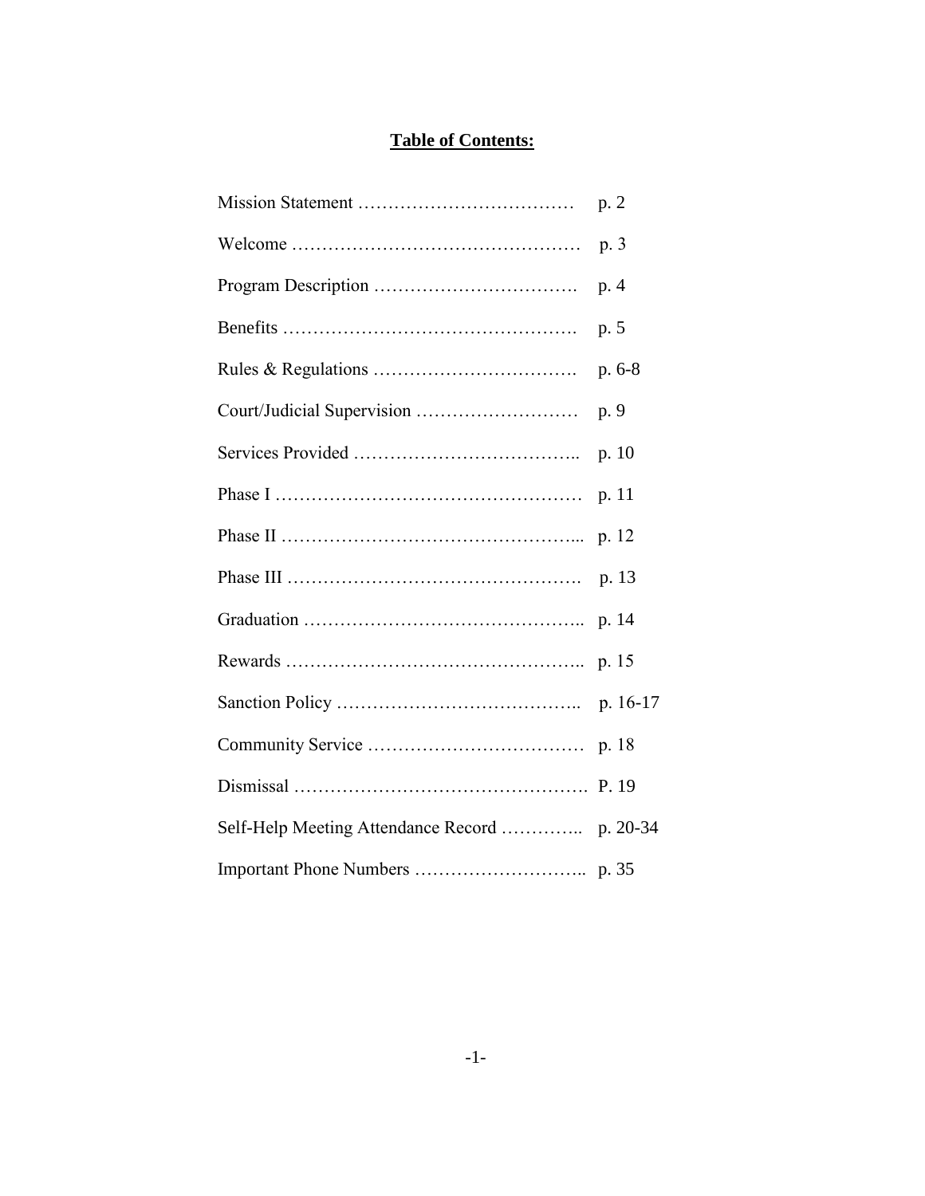# Table of Contents:

Mission Statement ……………………………… p. 2

Welcome ………………………………………… p. 3

Program Description ……………………………. p. 4

Benefits …………………………………………. p. 5

Rules & Regulations ……………………………. p. 6-8

Court/Judicial Supervision ……………………… p. 9

Services Provided ……………………………….. p. 10

Phase I …………………………………………… p. 11

Phase II …………………………………………... p. 12

Phase III …………………………………………. p. 13

Graduation ……………………………………….. p. 14

Rewards ………………………………………….. p. 15

Sanction Policy ………………………………….. p. 16-17

Community Service ……………………………… p. 18

Dismissal …………………………………………. P. 19

Self-Help Meeting Attendance Record ………….. p. 20-34

Important Phone Numbers ……………………….. p. 35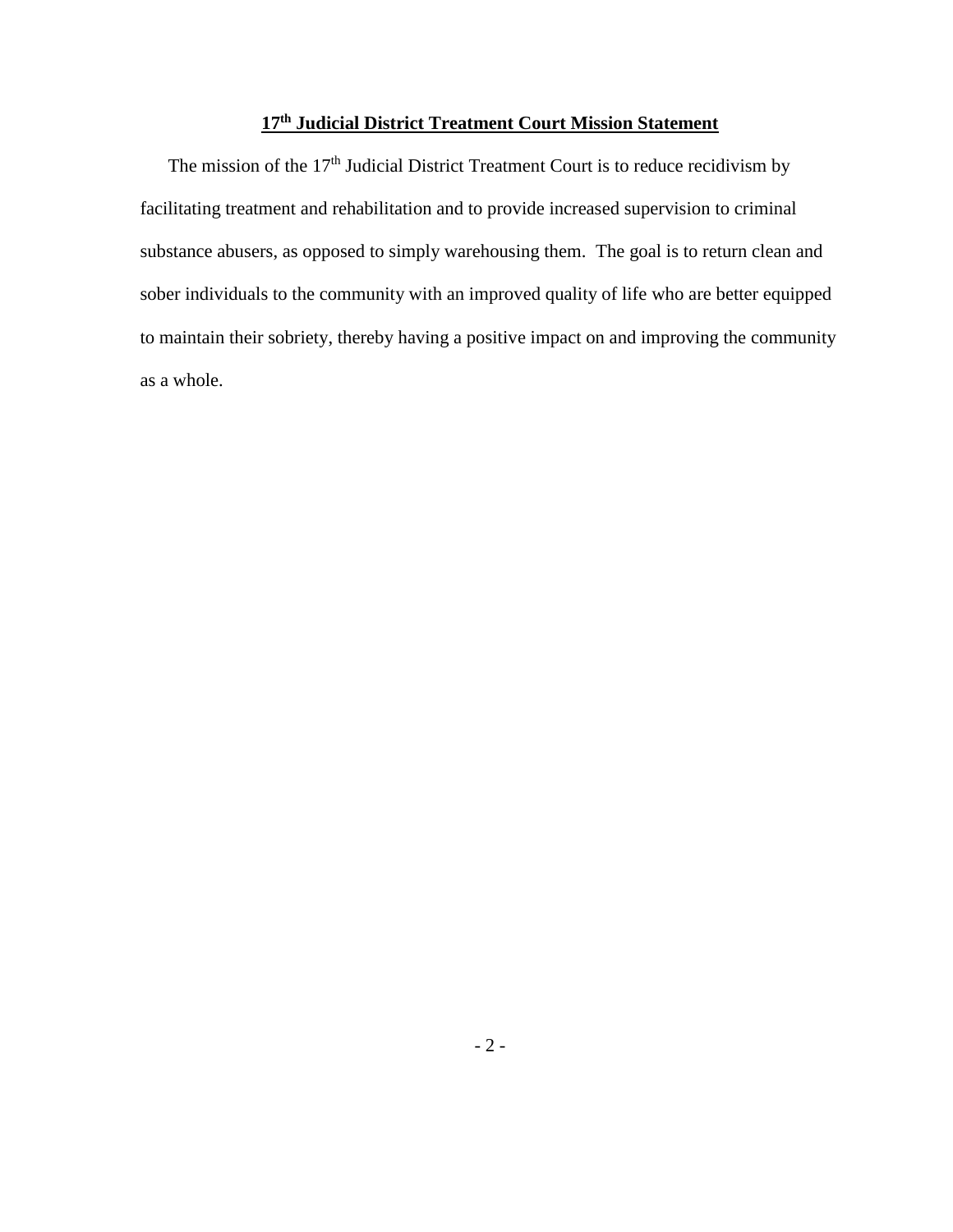## 17th Judicial District Treatment Court Mission Statement

The mission of the 17th Judicial District Treatment Court is to reduce recidivism by facilitating treatment and rehabilitation and to provide increased supervision to criminal substance abusers, as opposed to simply warehousing them. The goal is to return clean and sober individuals to the community with an improved quality of life who are better equipped to maintain their sobriety, thereby having a positive impact on and improving the community as a whole.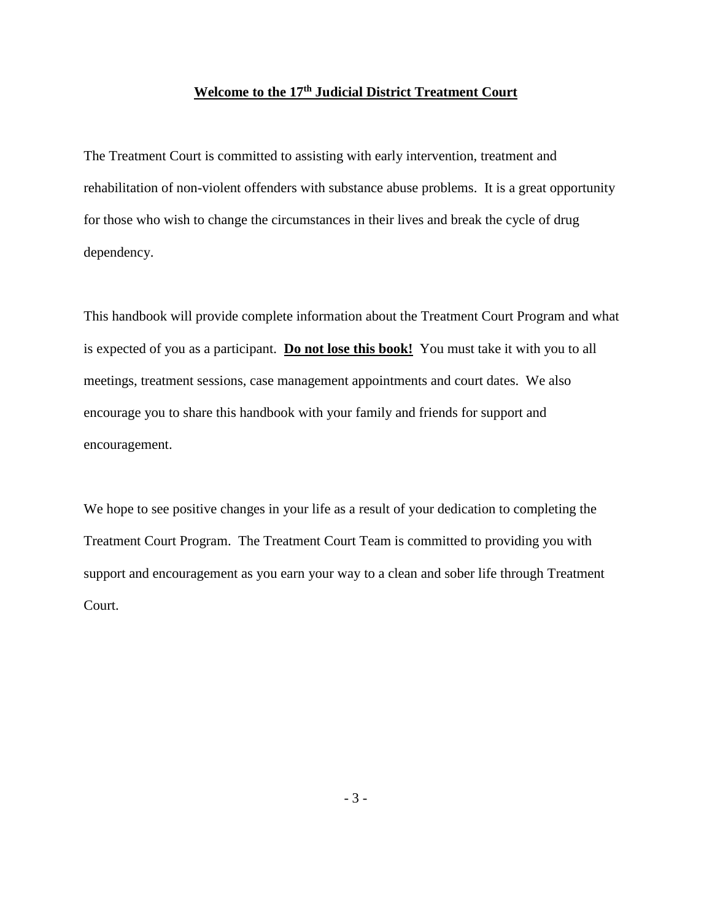# Welcome to the 17th Judicial District Treatment Court

The Treatment Court is committed to assisting with early intervention, treatment and rehabilitation of non-violent offenders with substance abuse problems. It is a great opportunity for those who wish to change the circumstances in their lives and break the cycle of drug dependency.

This handbook will provide complete information about the Treatment Court Program and what is expected of you as a participant. **Do not lose this book!** You must take it with you to all meetings, treatment sessions, case management appointments and court dates. We also encourage you to share this handbook with your family and friends for support and encouragement.

We hope to see positive changes in your life as a result of your dedication to completing the Treatment Court Program. The Treatment Court Team is committed to providing you with support and encouragement as you earn your way to a clean and sober life through Treatment Court.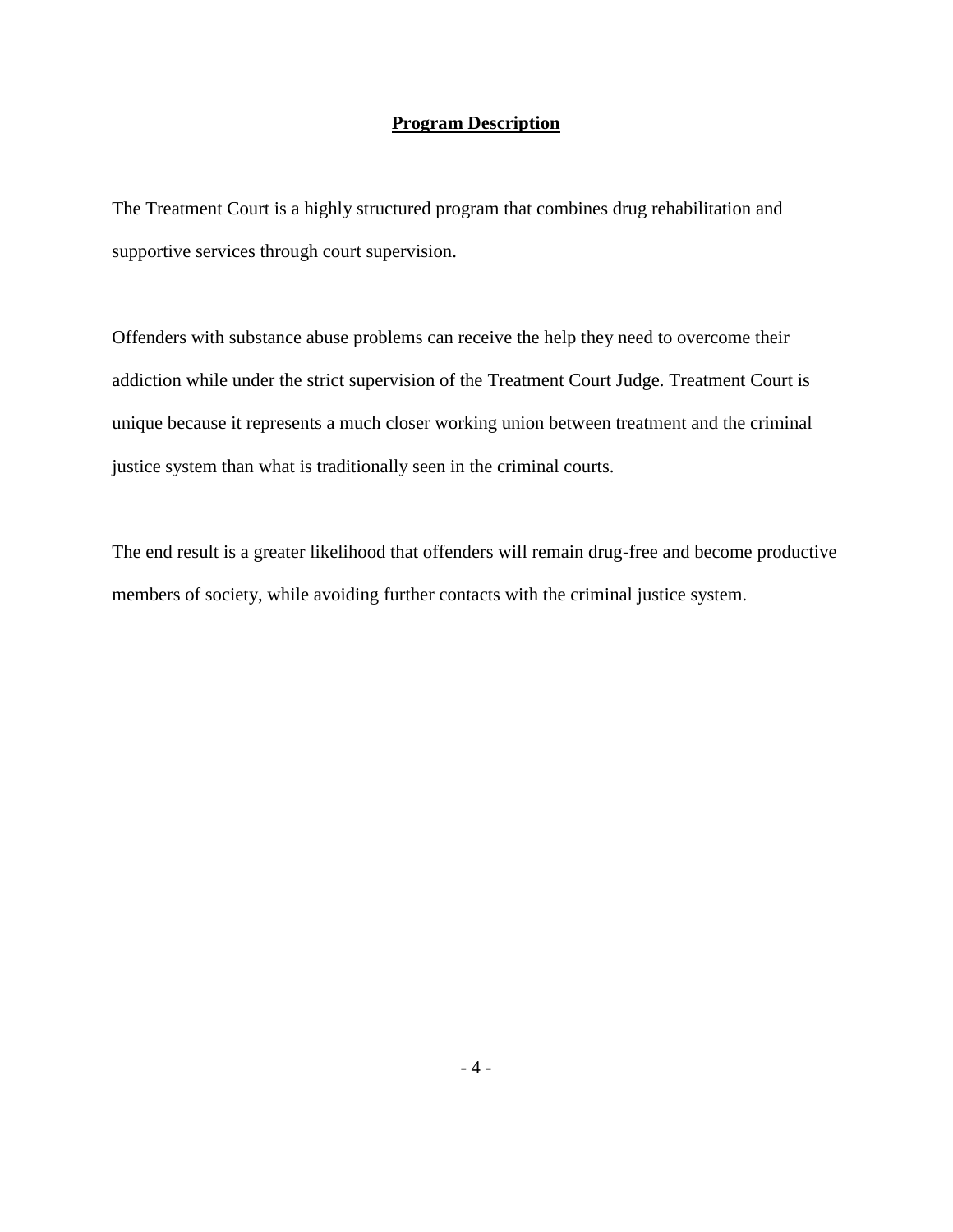## Program Description

The Treatment Court is a highly structured program that combines drug rehabilitation and supportive services through court supervision.

Offenders with substance abuse problems can receive the help they need to overcome their addiction while under the strict supervision of the Treatment Court Judge. Treatment Court is unique because it represents a much closer working union between treatment and the criminal justice system than what is traditionally seen in the criminal courts.

The end result is a greater likelihood that offenders will remain drug-free and become productive members of society, while avoiding further contacts with the criminal justice system.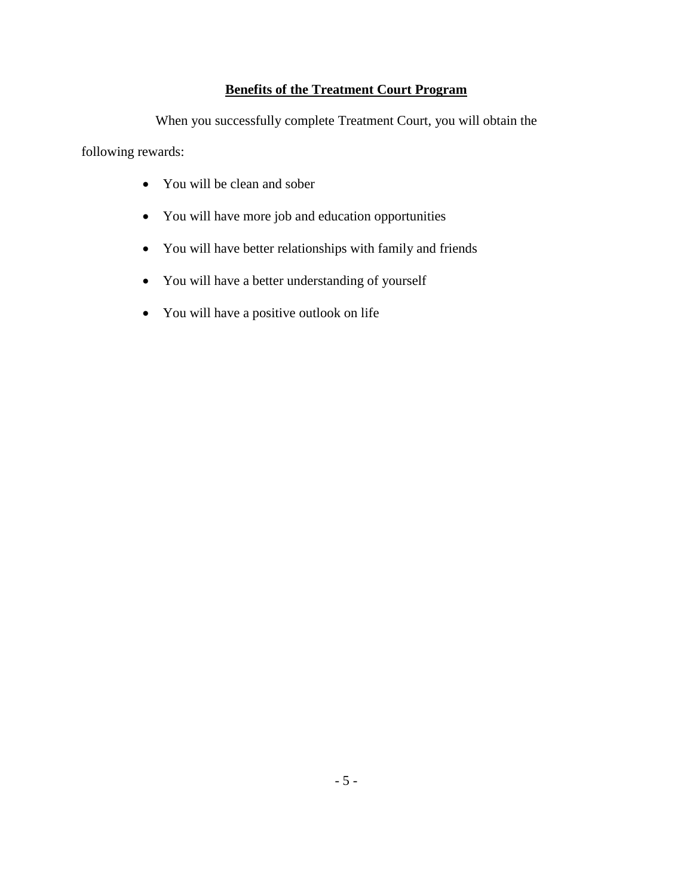## Benefits of the Treatment Court Program

When you successfully complete Treatment Court, you will obtain the following rewards:

- You will be clean and sober
- You will have more job and education opportunities
- You will have better relationships with family and friends
- You will have a better understanding of yourself
- You will have a positive outlook on life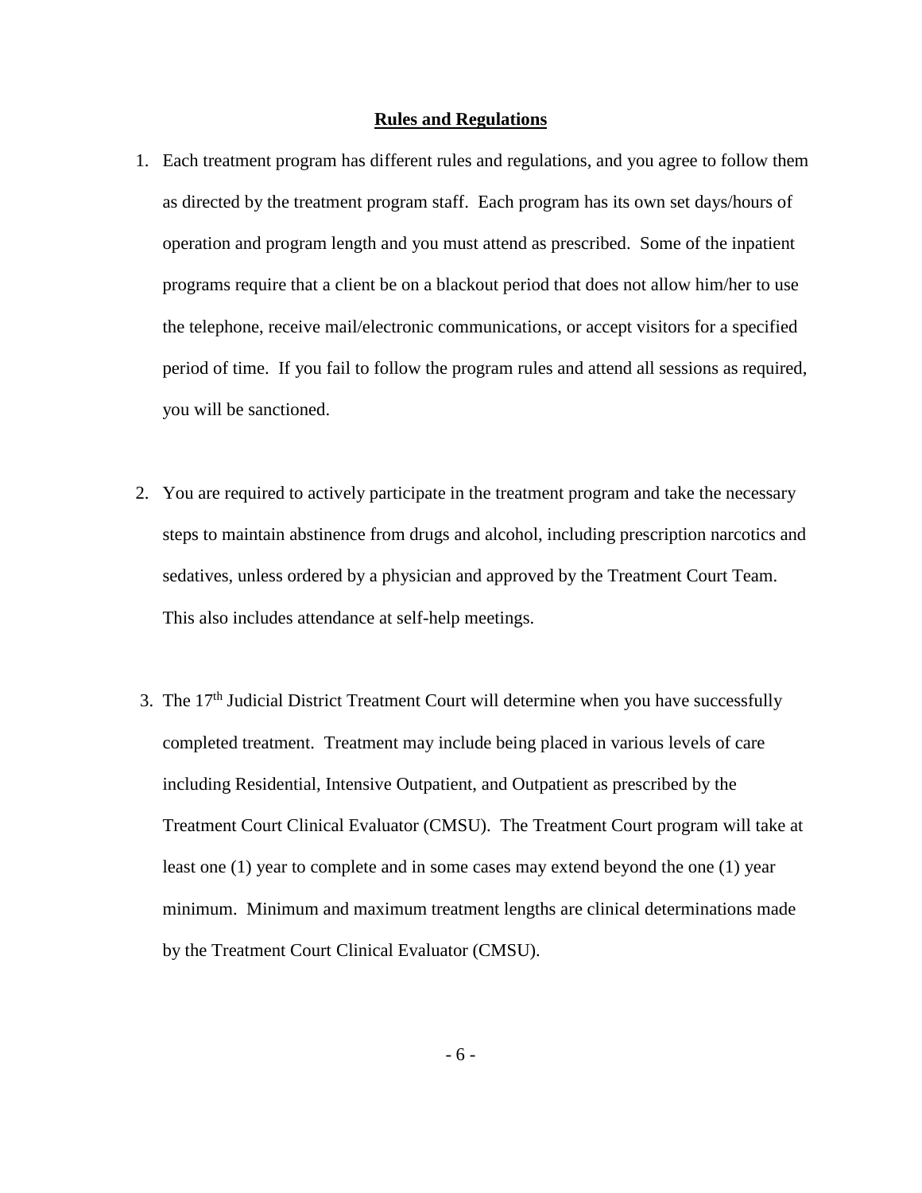## Rules and Regulations

1. Each treatment program has different rules and regulations, and you agree to follow them as directed by the treatment program staff. Each program has its own set days/hours of operation and program length and you must attend as prescribed. Some of the inpatient programs require that a client be on a blackout period that does not allow him/her to use the telephone, receive mail/electronic communications, or accept visitors for a specified period of time. If you fail to follow the program rules and attend all sessions as required, you will be sanctioned.

2. You are required to actively participate in the treatment program and take the necessary steps to maintain abstinence from drugs and alcohol, including prescription narcotics and sedatives, unless ordered by a physician and approved by the Treatment Court Team. This also includes attendance at self-help meetings.

3. The 17th Judicial District Treatment Court will determine when you have successfully completed treatment. Treatment may include being placed in various levels of care including Residential, Intensive Outpatient, and Outpatient as prescribed by the Treatment Court Clinical Evaluator (CMSU). The Treatment Court program will take at least one (1) year to complete and in some cases may extend beyond the one (1) year minimum. Minimum and maximum treatment lengths are clinical determinations made by the Treatment Court Clinical Evaluator (CMSU).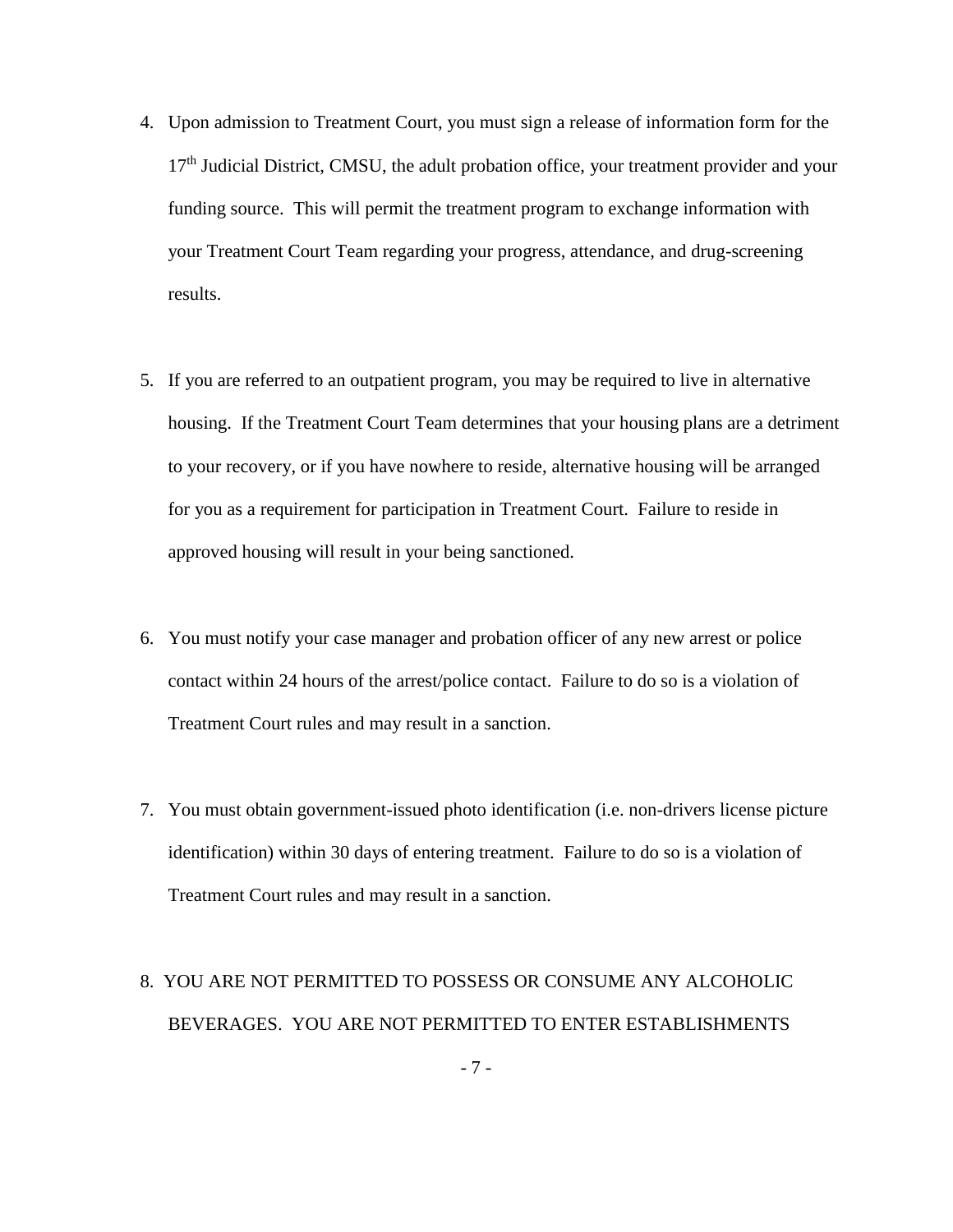4. Upon admission to Treatment Court, you must sign a release of information form for the 17th Judicial District, CMSU, the adult probation office, your treatment provider and your funding source. This will permit the treatment program to exchange information with your Treatment Court Team regarding your progress, attendance, and drug-screening results.

5. If you are referred to an outpatient program, you may be required to live in alternative housing. If the Treatment Court Team determines that your housing plans are a detriment to your recovery, or if you have nowhere to reside, alternative housing will be arranged for you as a requirement for participation in Treatment Court. Failure to reside in approved housing will result in your being sanctioned.

6. You must notify your case manager and probation officer of any new arrest or police contact within 24 hours of the arrest/police contact. Failure to do so is a violation of Treatment Court rules and may result in a sanction.

7. You must obtain government-issued photo identification (i.e. non-drivers license picture identification) within 30 days of entering treatment. Failure to do so is a violation of Treatment Court rules and may result in a sanction.

8. YOU ARE NOT PERMITTED TO POSSESS OR CONSUME ANY ALCOHOLIC BEVERAGES. YOU ARE NOT PERMITTED TO ENTER ESTABLISHMENTS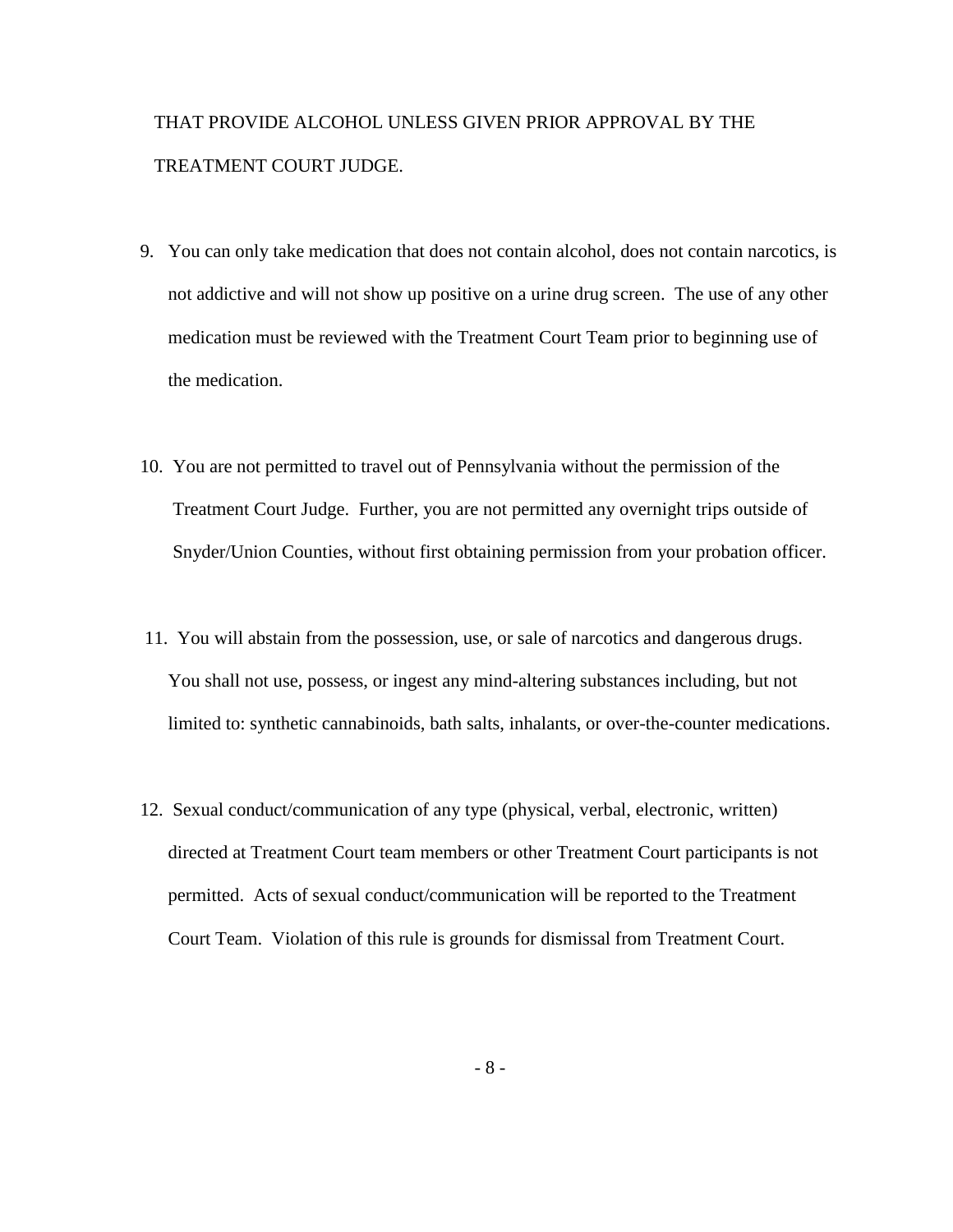THAT PROVIDE ALCOHOL UNLESS GIVEN PRIOR APPROVAL BY THE TREATMENT COURT JUDGE.

9. You can only take medication that does not contain alcohol, does not contain narcotics, is not addictive and will not show up positive on a urine drug screen. The use of any other medication must be reviewed with the Treatment Court Team prior to beginning use of the medication.

10. You are not permitted to travel out of Pennsylvania without the permission of the Treatment Court Judge. Further, you are not permitted any overnight trips outside of Snyder/Union Counties, without first obtaining permission from your probation officer.

11. You will abstain from the possession, use, or sale of narcotics and dangerous drugs. You shall not use, possess, or ingest any mind-altering substances including, but not limited to: synthetic cannabinoids, bath salts, inhalants, or over-the-counter medications.

12. Sexual conduct/communication of any type (physical, verbal, electronic, written) directed at Treatment Court team members or other Treatment Court participants is not permitted. Acts of sexual conduct/communication will be reported to the Treatment Court Team. Violation of this rule is grounds for dismissal from Treatment Court.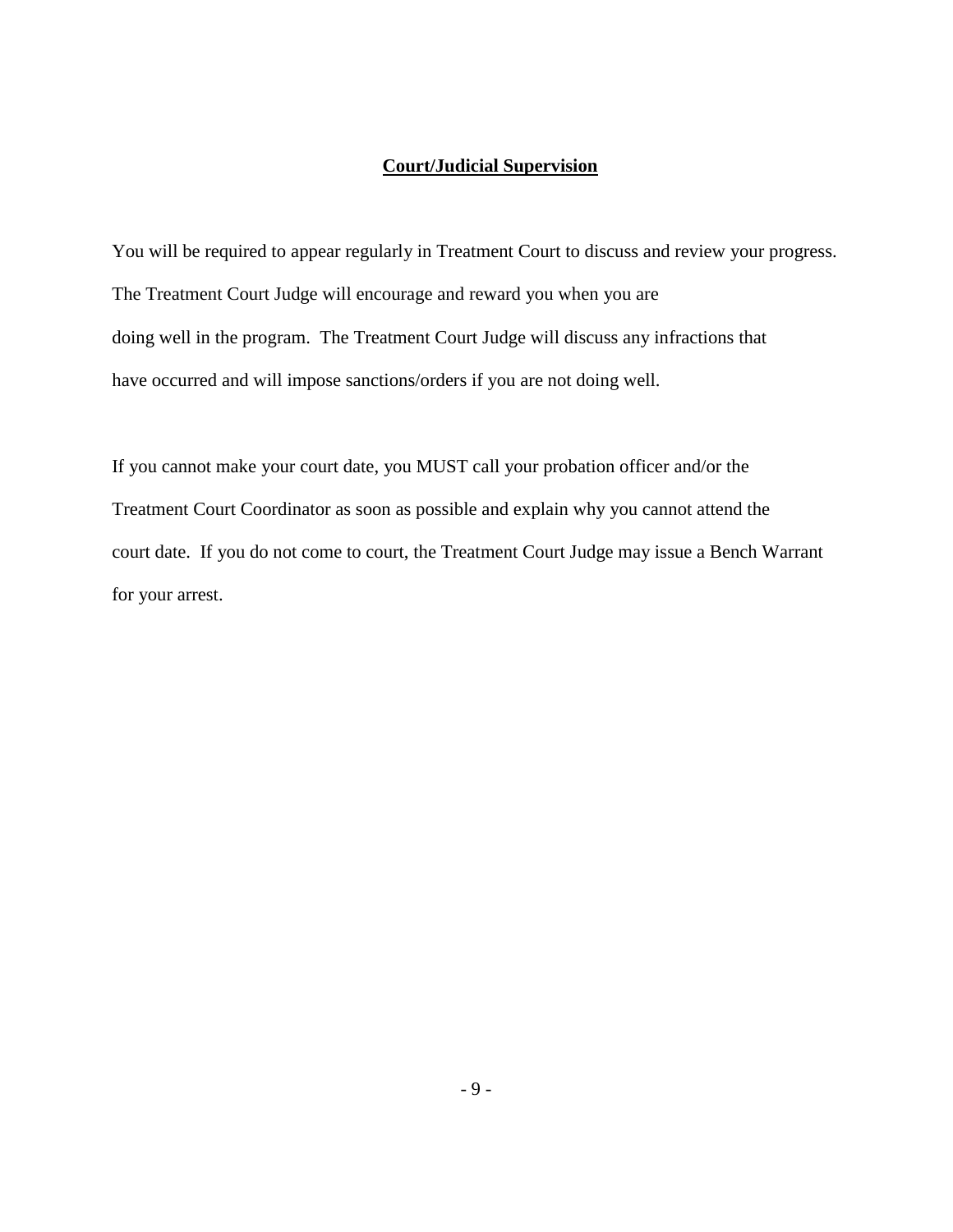## Court/Judicial Supervision

You will be required to appear regularly in Treatment Court to discuss and review your progress. The Treatment Court Judge will encourage and reward you when you are doing well in the program. The Treatment Court Judge will discuss any infractions that have occurred and will impose sanctions/orders if you are not doing well.

If you cannot make your court date, you MUST call your probation officer and/or the Treatment Court Coordinator as soon as possible and explain why you cannot attend the court date. If you do not come to court, the Treatment Court Judge may issue a Bench Warrant for your arrest.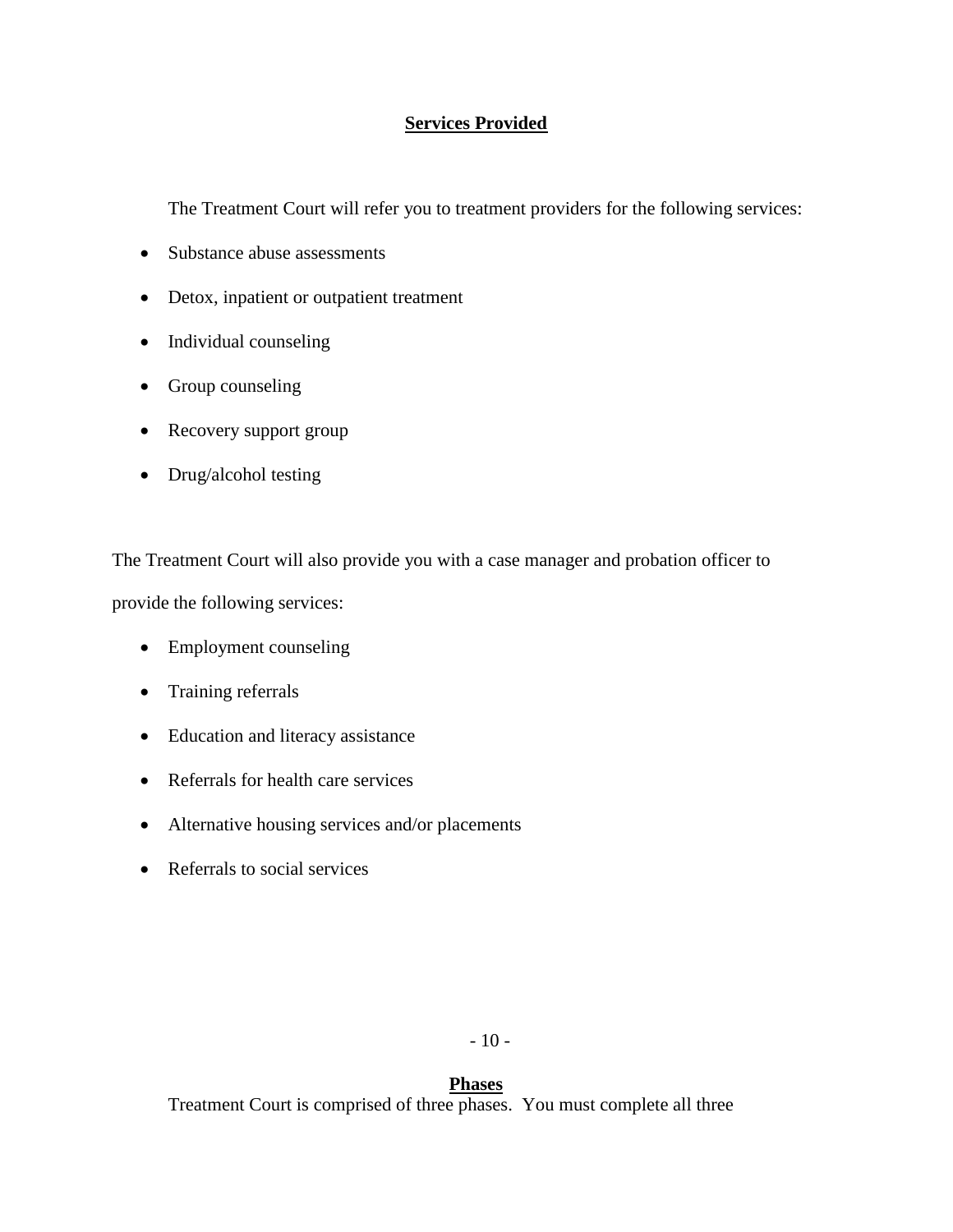## Services Provided

The Treatment Court will refer you to treatment providers for the following services:

- Substance abuse assessments
- Detox, inpatient or outpatient treatment
- Individual counseling
- Group counseling
- Recovery support group
- Drug/alcohol testing

The Treatment Court will also provide you with a case manager and probation officer to provide the following services:

- Employment counseling
- Training referrals
- Education and literacy assistance
- Referrals for health care services
- Alternative housing services and/or placements
- Referrals to social services

## Phases

Treatment Court is comprised of three phases. You must complete all three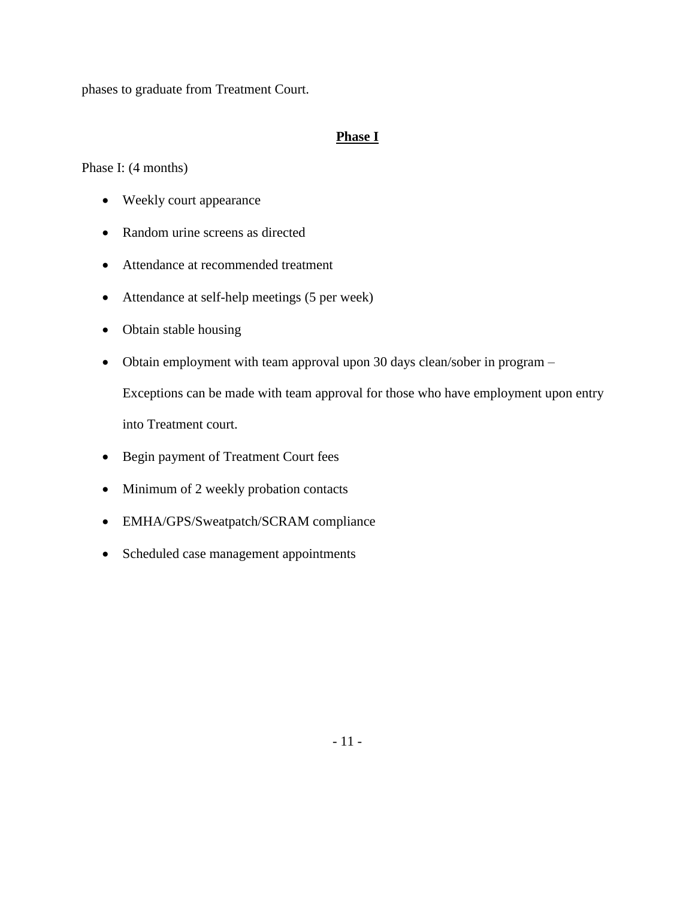phases to graduate from Treatment Court.

## Phase I

Phase I: (4 months)

- Weekly court appearance
- Random urine screens as directed
- Attendance at recommended treatment
- Attendance at self-help meetings (5 per week)
- Obtain stable housing
- Obtain employment with team approval upon 30 days clean/sober in program – Exceptions can be made with team approval for those who have employment upon entry into Treatment court.
- Begin payment of Treatment Court fees
- Minimum of 2 weekly probation contacts
- EMHA/GPS/Sweatpatch/SCRAM compliance
- Scheduled case management appointments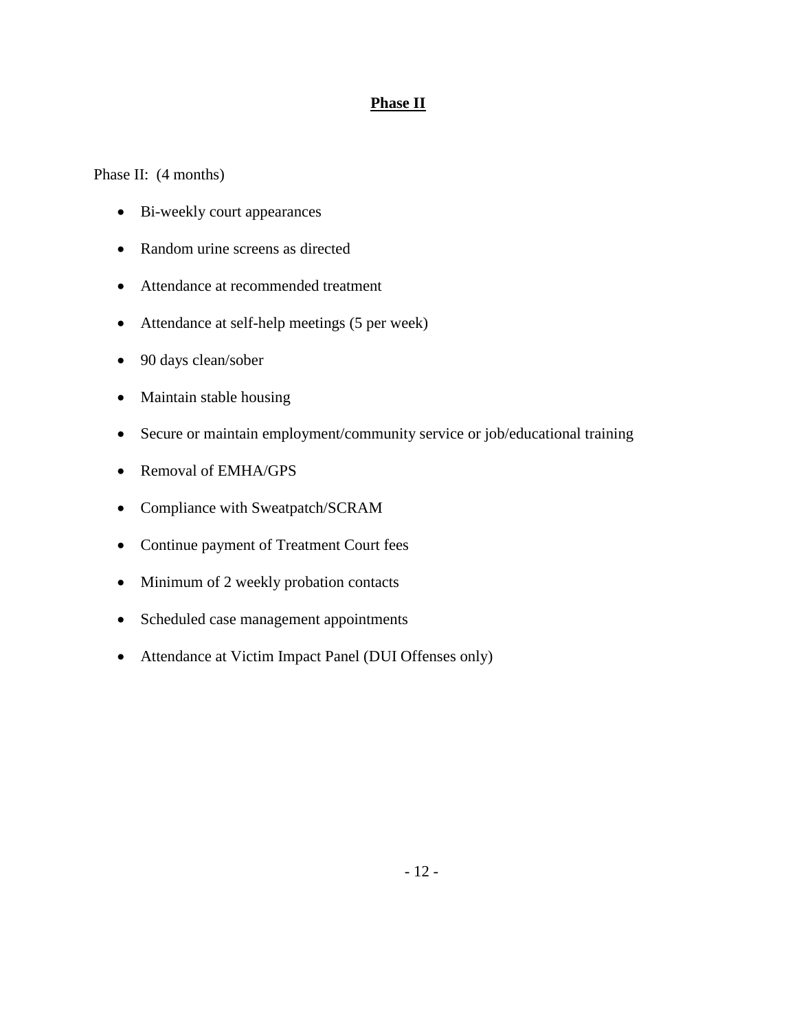## **Phase II**

Phase II: (4 months)

- Bi-weekly court appearances
- Random urine screens as directed
- Attendance at recommended treatment
- Attendance at self-help meetings (5 per week)
- 90 days clean/sober
- Maintain stable housing
- Secure or maintain employment/community service or job/educational training
- Removal of EMHA/GPS
- Compliance with Sweatpatch/SCRAM
- Continue payment of Treatment Court fees
- Minimum of 2 weekly probation contacts
- Scheduled case management appointments
- Attendance at Victim Impact Panel (DUI Offenses only)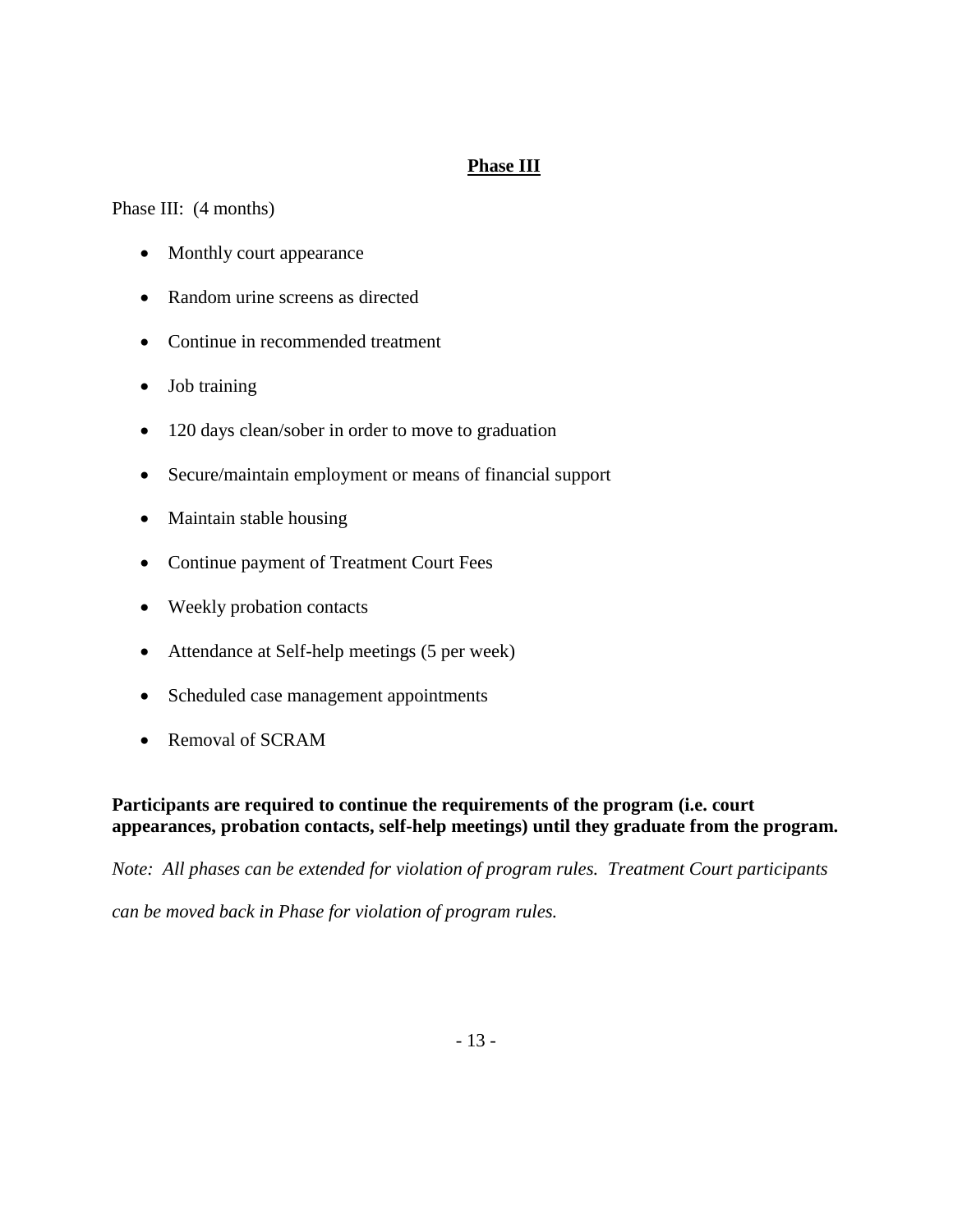## Phase III

Phase III: (4 months)

- Monthly court appearance
- Random urine screens as directed
- Continue in recommended treatment
- Job training
- 120 days clean/sober in order to move to graduation
- Secure/maintain employment or means of financial support
- Maintain stable housing
- Continue payment of Treatment Court Fees
- Weekly probation contacts
- Attendance at Self-help meetings (5 per week)
- Scheduled case management appointments
- Removal of SCRAM

**Participants are required to continue the requirements of the program (i.e. court appearances, probation contacts, self-help meetings) until they graduate from the program.**

*Note: All phases can be extended for violation of program rules. Treatment Court participants can be moved back in Phase for violation of program rules.*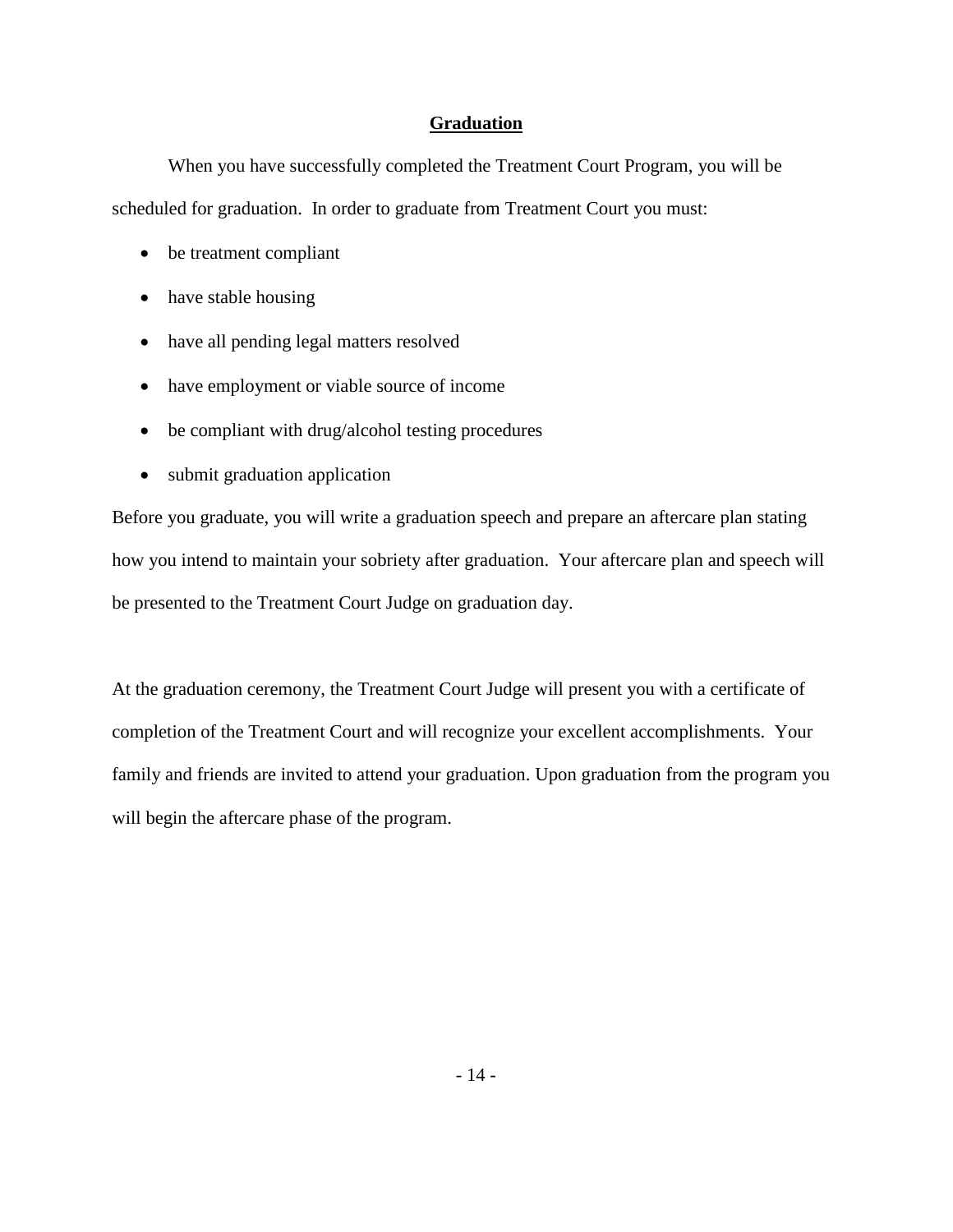## Graduation

When you have successfully completed the Treatment Court Program, you will be scheduled for graduation. In order to graduate from Treatment Court you must:

- be treatment compliant
- have stable housing
- have all pending legal matters resolved
- have employment or viable source of income
- be compliant with drug/alcohol testing procedures
- submit graduation application

Before you graduate, you will write a graduation speech and prepare an aftercare plan stating how you intend to maintain your sobriety after graduation. Your aftercare plan and speech will be presented to the Treatment Court Judge on graduation day.

At the graduation ceremony, the Treatment Court Judge will present you with a certificate of completion of the Treatment Court and will recognize your excellent accomplishments. Your family and friends are invited to attend your graduation. Upon graduation from the program you will begin the aftercare phase of the program.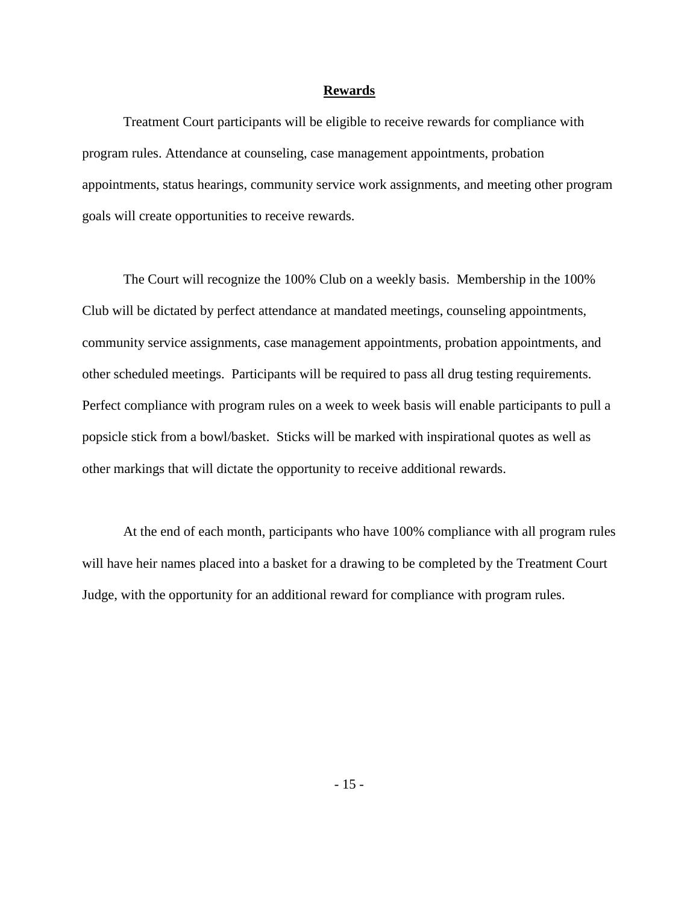## Rewards

Treatment Court participants will be eligible to receive rewards for compliance with program rules. Attendance at counseling, case management appointments, probation appointments, status hearings, community service work assignments, and meeting other program goals will create opportunities to receive rewards.

The Court will recognize the 100% Club on a weekly basis. Membership in the 100% Club will be dictated by perfect attendance at mandated meetings, counseling appointments, community service assignments, case management appointments, probation appointments, and other scheduled meetings. Participants will be required to pass all drug testing requirements. Perfect compliance with program rules on a week to week basis will enable participants to pull a popsicle stick from a bowl/basket. Sticks will be marked with inspirational quotes as well as other markings that will dictate the opportunity to receive additional rewards.

At the end of each month, participants who have 100% compliance with all program rules will have heir names placed into a basket for a drawing to be completed by the Treatment Court Judge, with the opportunity for an additional reward for compliance with program rules.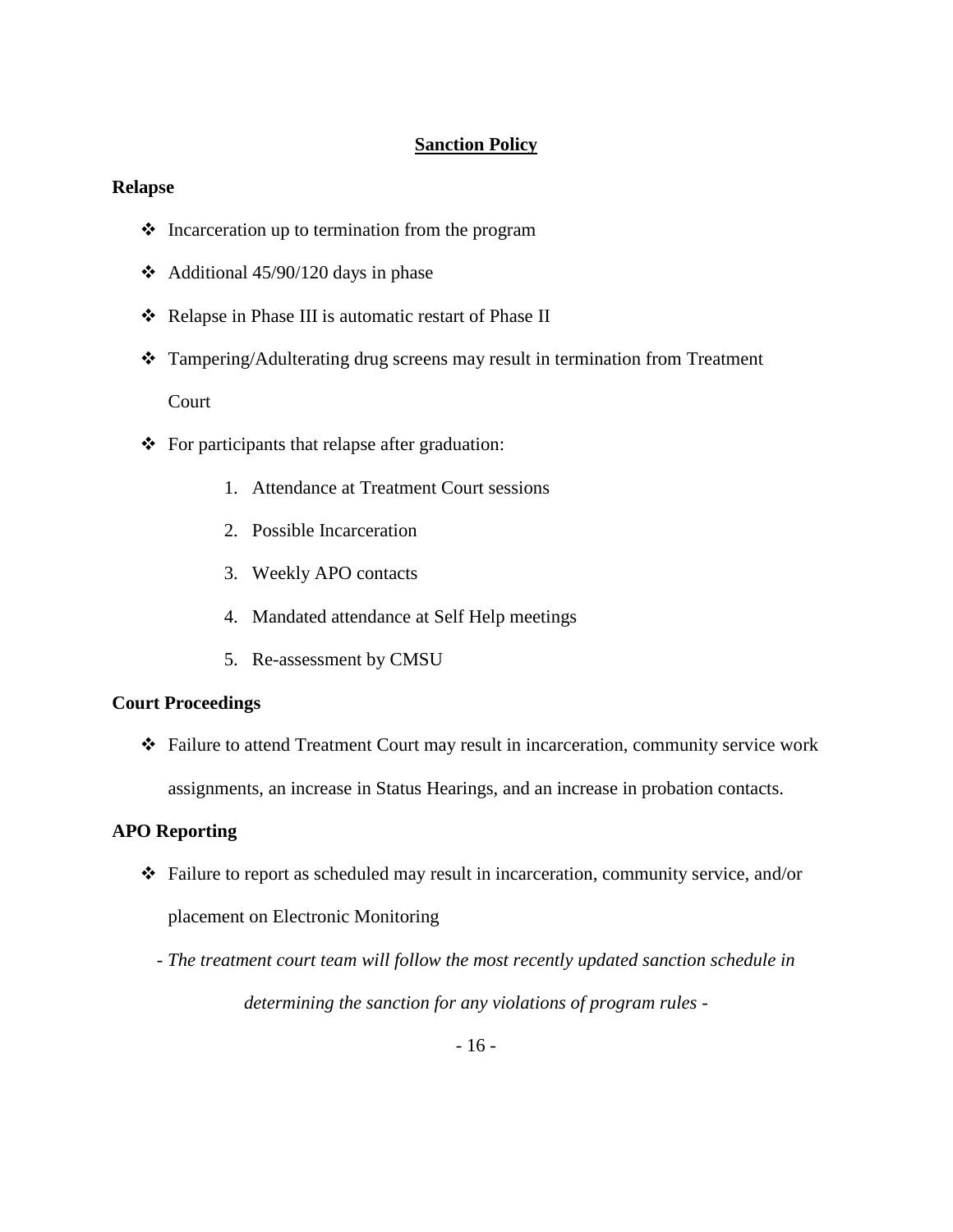## Sanction Policy

### Relapse

- Incarceration up to termination from the program
- Additional 45/90/120 days in phase
- Relapse in Phase III is automatic restart of Phase II
- Tampering/Adulterating drug screens may result in termination from Treatment Court
- For participants that relapse after graduation:
    1. Attendance at Treatment Court sessions
    2. Possible Incarceration
    3. Weekly APO contacts
    4. Mandated attendance at Self Help meetings
    5. Re-assessment by CMSU

### Court Proceedings

- Failure to attend Treatment Court may result in incarceration, community service work assignments, an increase in Status Hearings, and an increase in probation contacts.

### APO Reporting

- Failure to report as scheduled may result in incarceration, community service, and/or placement on Electronic Monitoring

*- The treatment court team will follow the most recently updated sanction schedule in determining the sanction for any violations of program rules -*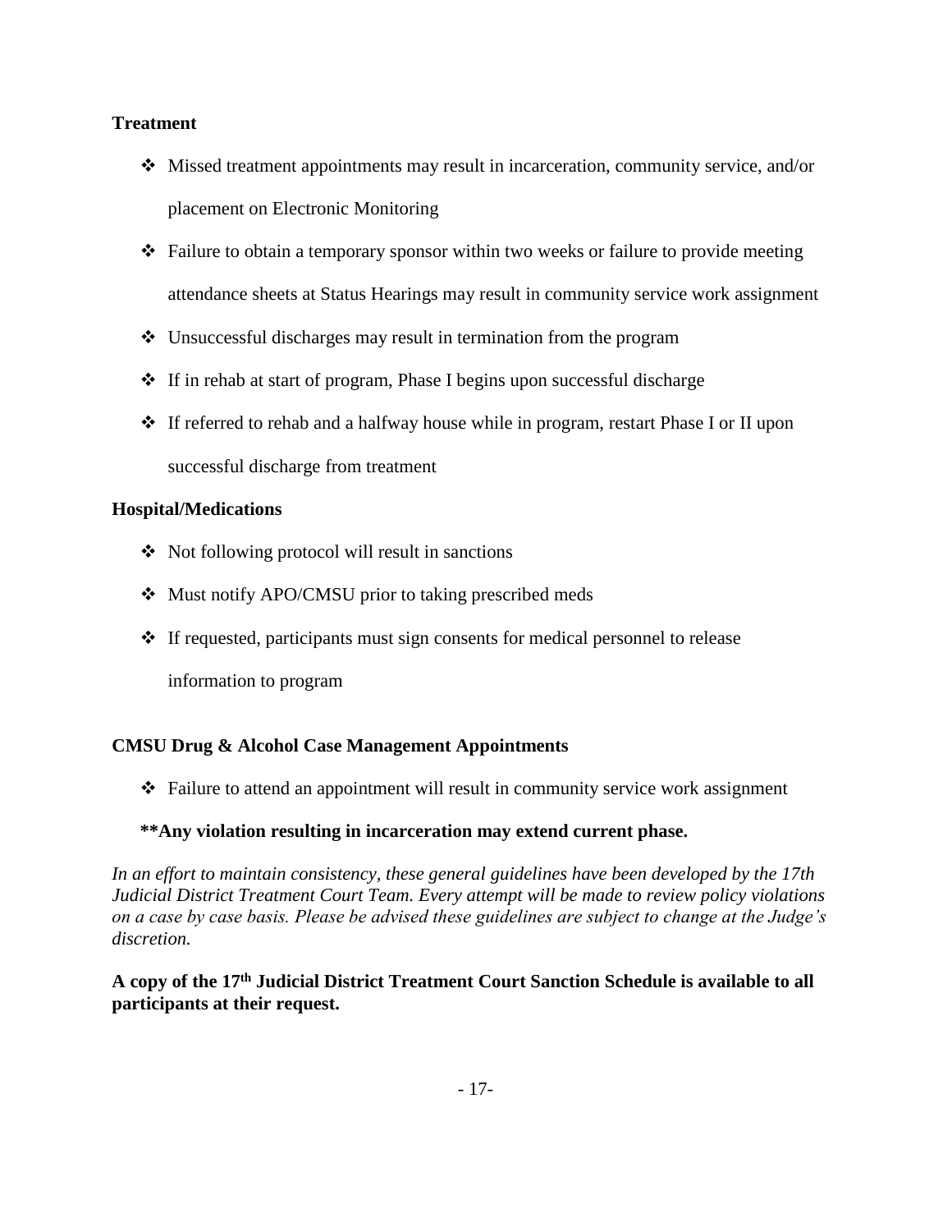**Treatment**

- Missed treatment appointments may result in incarceration, community service, and/or placement on Electronic Monitoring
- Failure to obtain a temporary sponsor within two weeks or failure to provide meeting attendance sheets at Status Hearings may result in community service work assignment
- Unsuccessful discharges may result in termination from the program
- If in rehab at start of program, Phase I begins upon successful discharge
- If referred to rehab and a halfway house while in program, restart Phase I or II upon successful discharge from treatment

**Hospital/Medications**

- Not following protocol will result in sanctions
- Must notify APO/CMSU prior to taking prescribed meds
- If requested, participants must sign consents for medical personnel to release information to program

**CMSU Drug & Alcohol Case Management Appointments**

- Failure to attend an appointment will result in community service work assignment

**\*\*Any violation resulting in incarceration may extend current phase.**

*In an effort to maintain consistency, these general guidelines have been developed by the 17th Judicial District Treatment Court Team. Every attempt will be made to review policy violations on a case by case basis. Please be advised these guidelines are subject to change at the Judge's discretion.*

**A copy of the 17th Judicial District Treatment Court Sanction Schedule is available to all participants at their request.**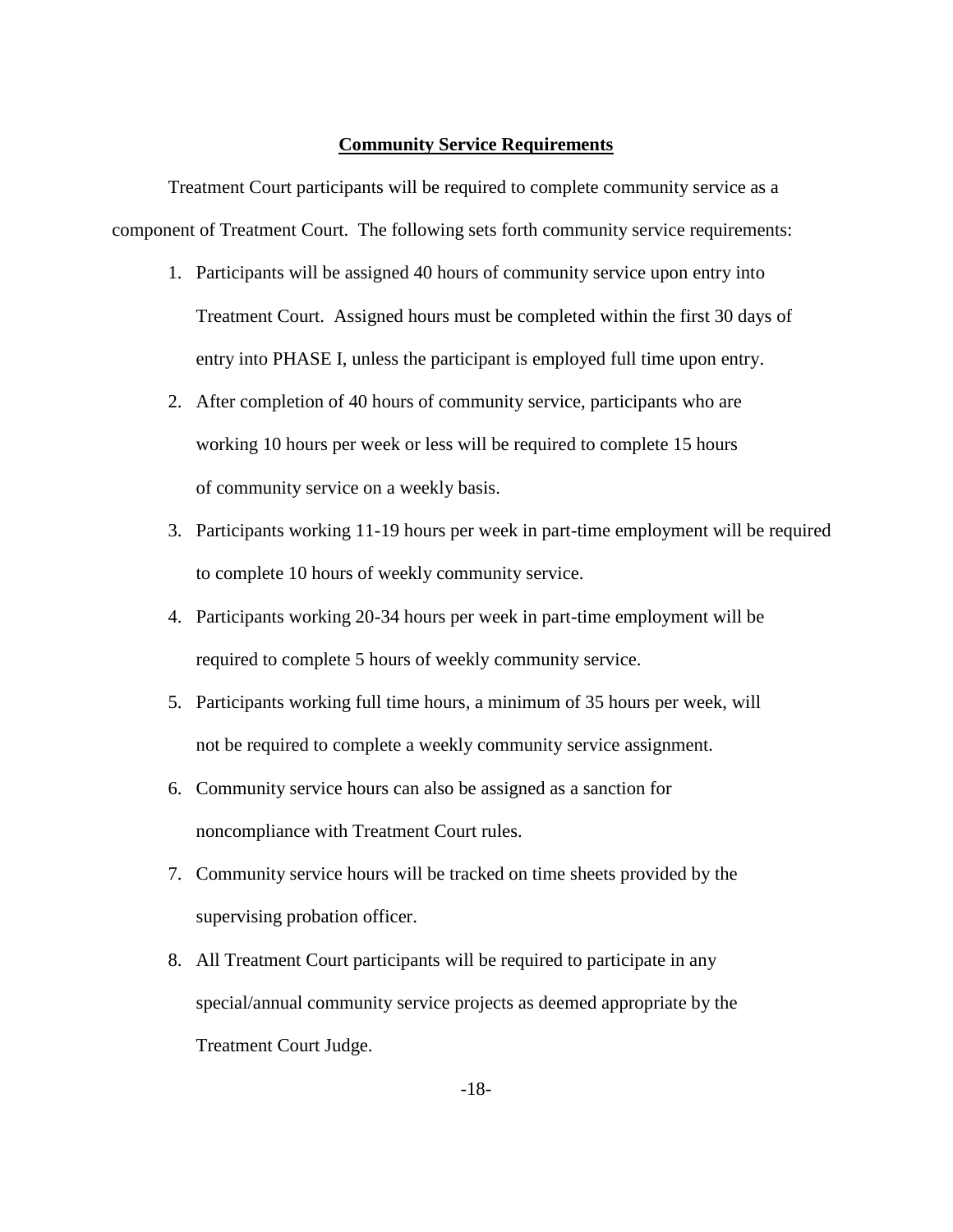## Community Service Requirements

Treatment Court participants will be required to complete community service as a component of Treatment Court. The following sets forth community service requirements:

1. Participants will be assigned 40 hours of community service upon entry into Treatment Court. Assigned hours must be completed within the first 30 days of entry into PHASE I, unless the participant is employed full time upon entry.
2. After completion of 40 hours of community service, participants who are working 10 hours per week or less will be required to complete 15 hours of community service on a weekly basis.
3. Participants working 11-19 hours per week in part-time employment will be required to complete 10 hours of weekly community service.
4. Participants working 20-34 hours per week in part-time employment will be required to complete 5 hours of weekly community service.
5. Participants working full time hours, a minimum of 35 hours per week, will not be required to complete a weekly community service assignment.
6. Community service hours can also be assigned as a sanction for noncompliance with Treatment Court rules.
7. Community service hours will be tracked on time sheets provided by the supervising probation officer.
8. All Treatment Court participants will be required to participate in any special/annual community service projects as deemed appropriate by the Treatment Court Judge.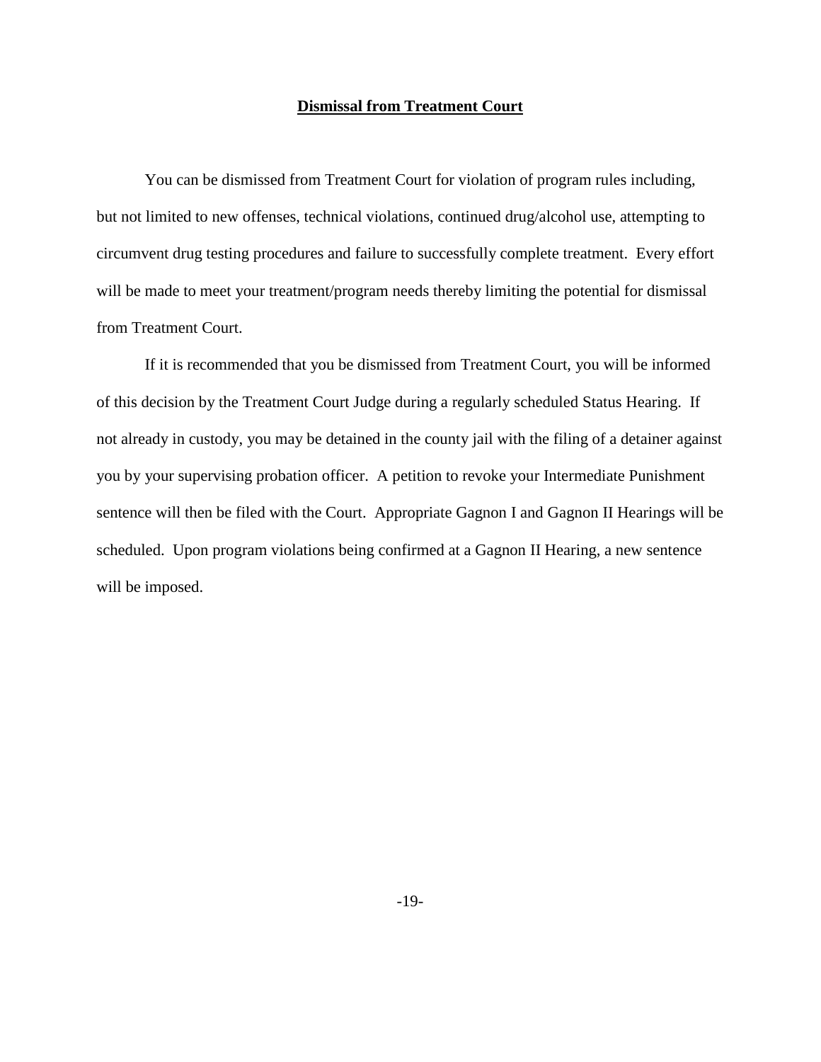## Dismissal from Treatment Court

You can be dismissed from Treatment Court for violation of program rules including, but not limited to new offenses, technical violations, continued drug/alcohol use, attempting to circumvent drug testing procedures and failure to successfully complete treatment. Every effort will be made to meet your treatment/program needs thereby limiting the potential for dismissal from Treatment Court.

If it is recommended that you be dismissed from Treatment Court, you will be informed of this decision by the Treatment Court Judge during a regularly scheduled Status Hearing. If not already in custody, you may be detained in the county jail with the filing of a detainer against you by your supervising probation officer. A petition to revoke your Intermediate Punishment sentence will then be filed with the Court. Appropriate Gagnon I and Gagnon II Hearings will be scheduled. Upon program violations being confirmed at a Gagnon II Hearing, a new sentence will be imposed.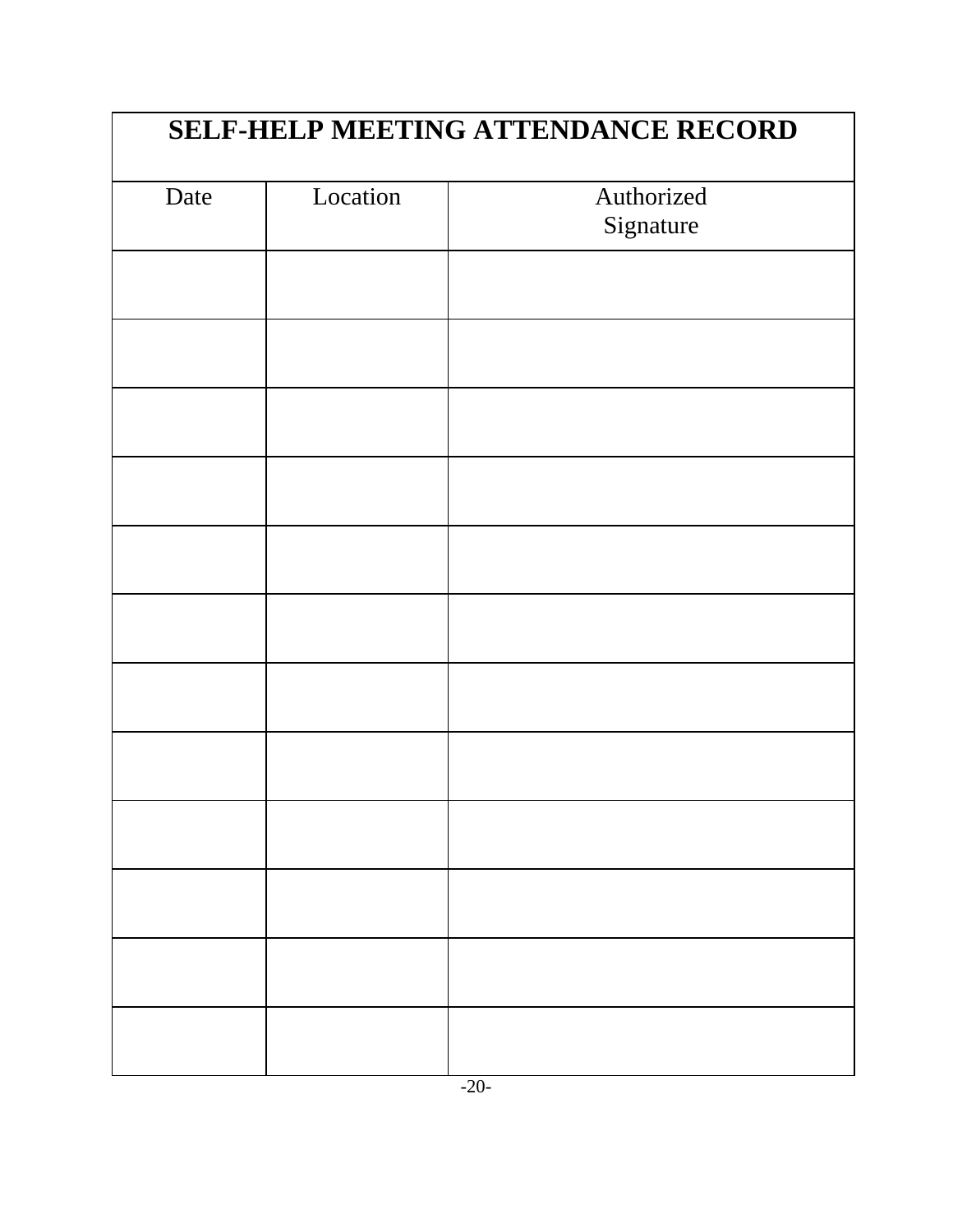| SELF-HELP MEETING ATTENDANCE RECORD | | |
|---|---|---|
| Date | Location | Authorized Signature |
| | | |
| | | |
| | | |
| | | |
| | | |
| | | |
| | | |
| | | |
| | | |
| | | |
| | | |
| | | |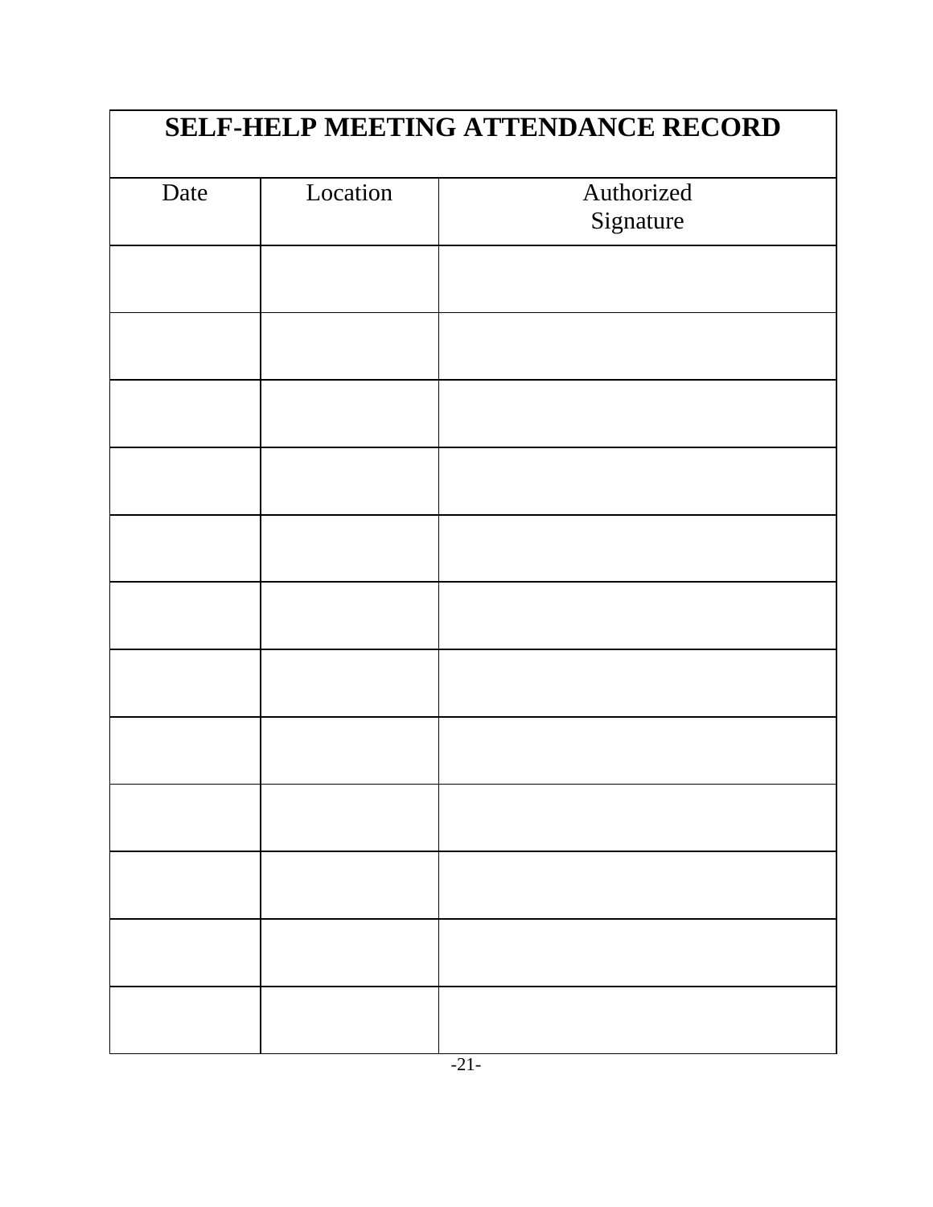| SELF-HELP MEETING ATTENDANCE RECORD | | |
|---|---|---|
| Date | Location | Authorized Signature |
| | | |
| | | |
| | | |
| | | |
| | | |
| | | |
| | | |
| | | |
| | | |
| | | |
| | | |
| | | |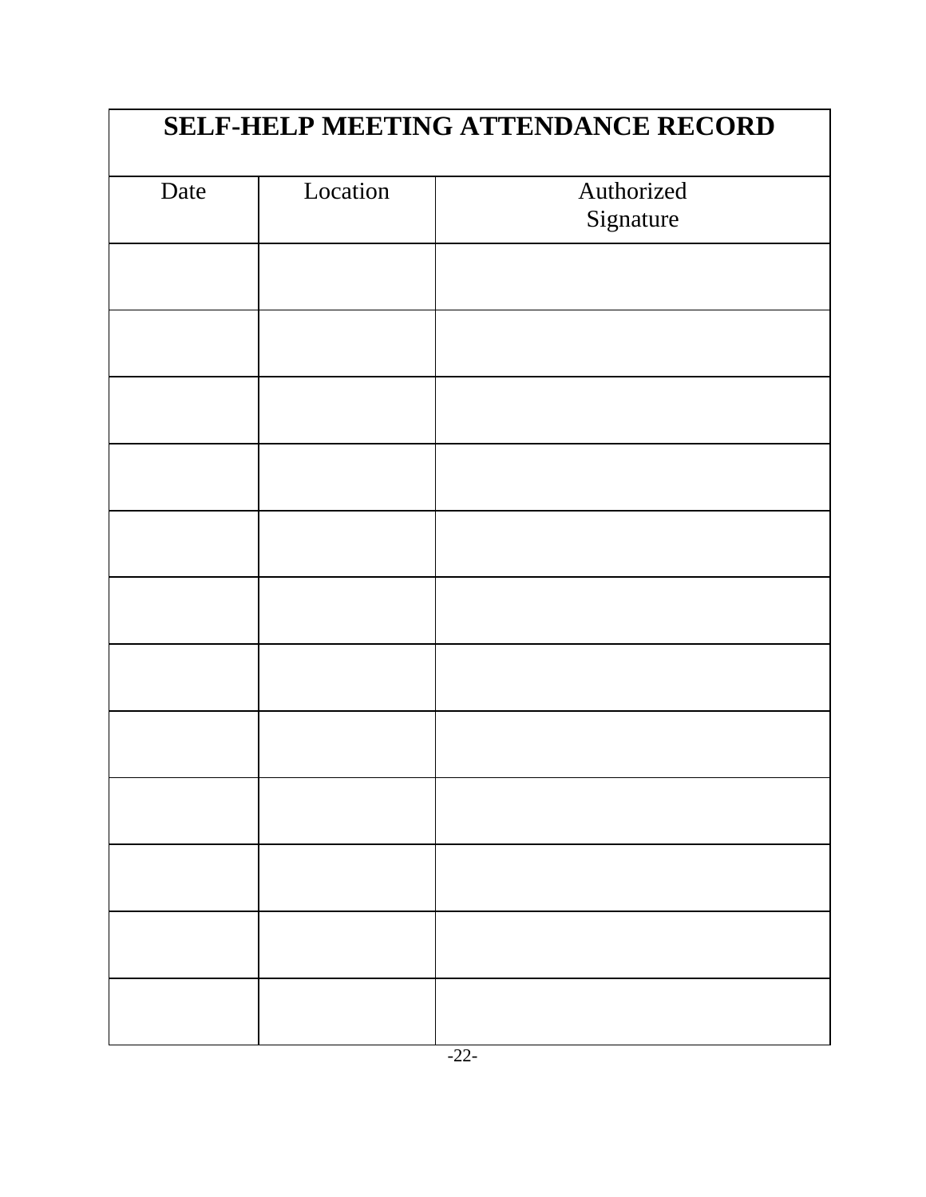# SELF-HELP MEETING ATTENDANCE RECORD

| Date | Location | Authorized Signature |
|---|---|---|
| | | |
| | | |
| | | |
| | | |
| | | |
| | | |
| | | |
| | | |
| | | |
| | | |
| | | |
| | | |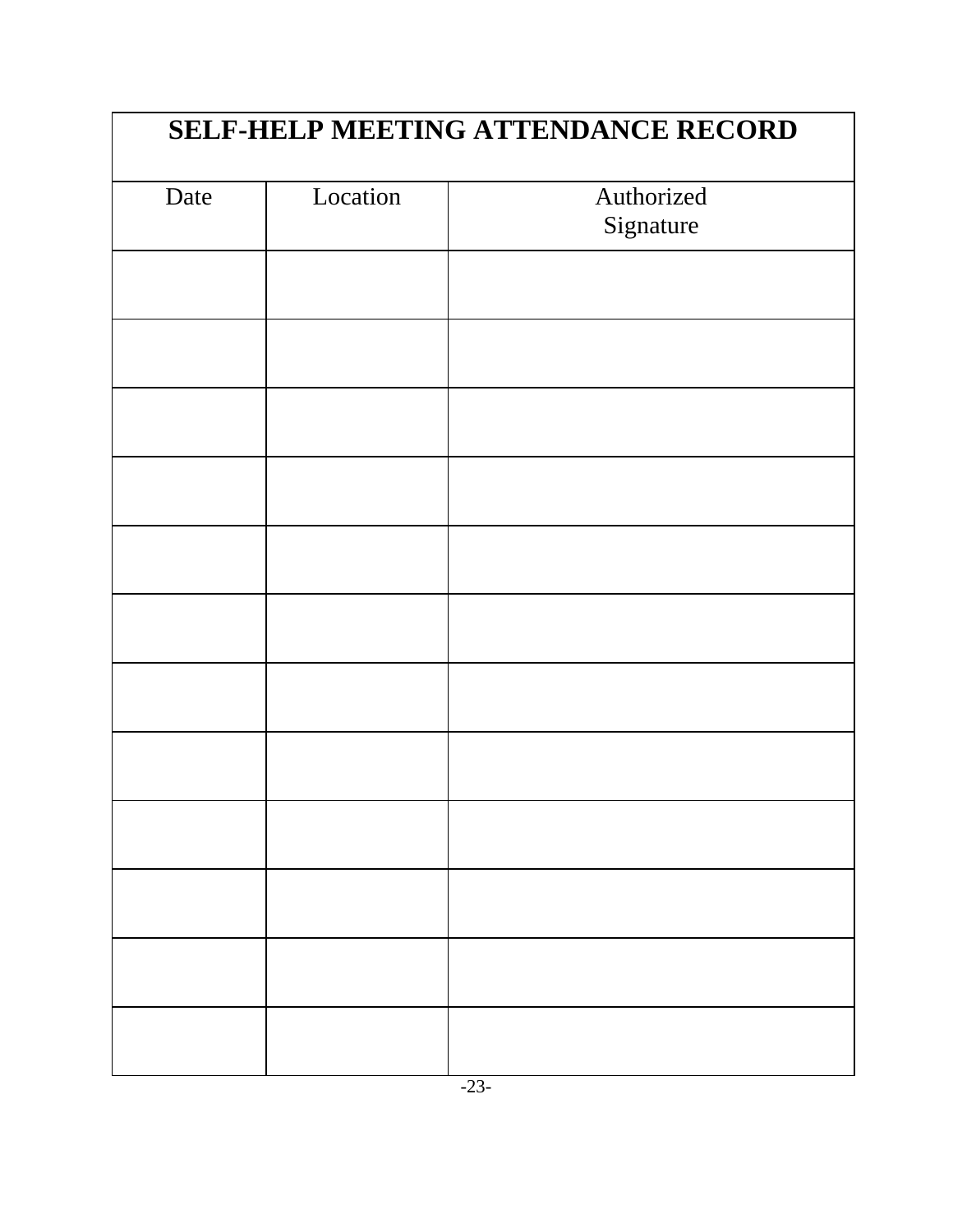| SELF-HELP MEETING ATTENDANCE RECORD | | |
|---|---|---|
| Date | Location | Authorized Signature |
| | | |
| | | |
| | | |
| | | |
| | | |
| | | |
| | | |
| | | |
| | | |
| | | |
| | | |
| | | |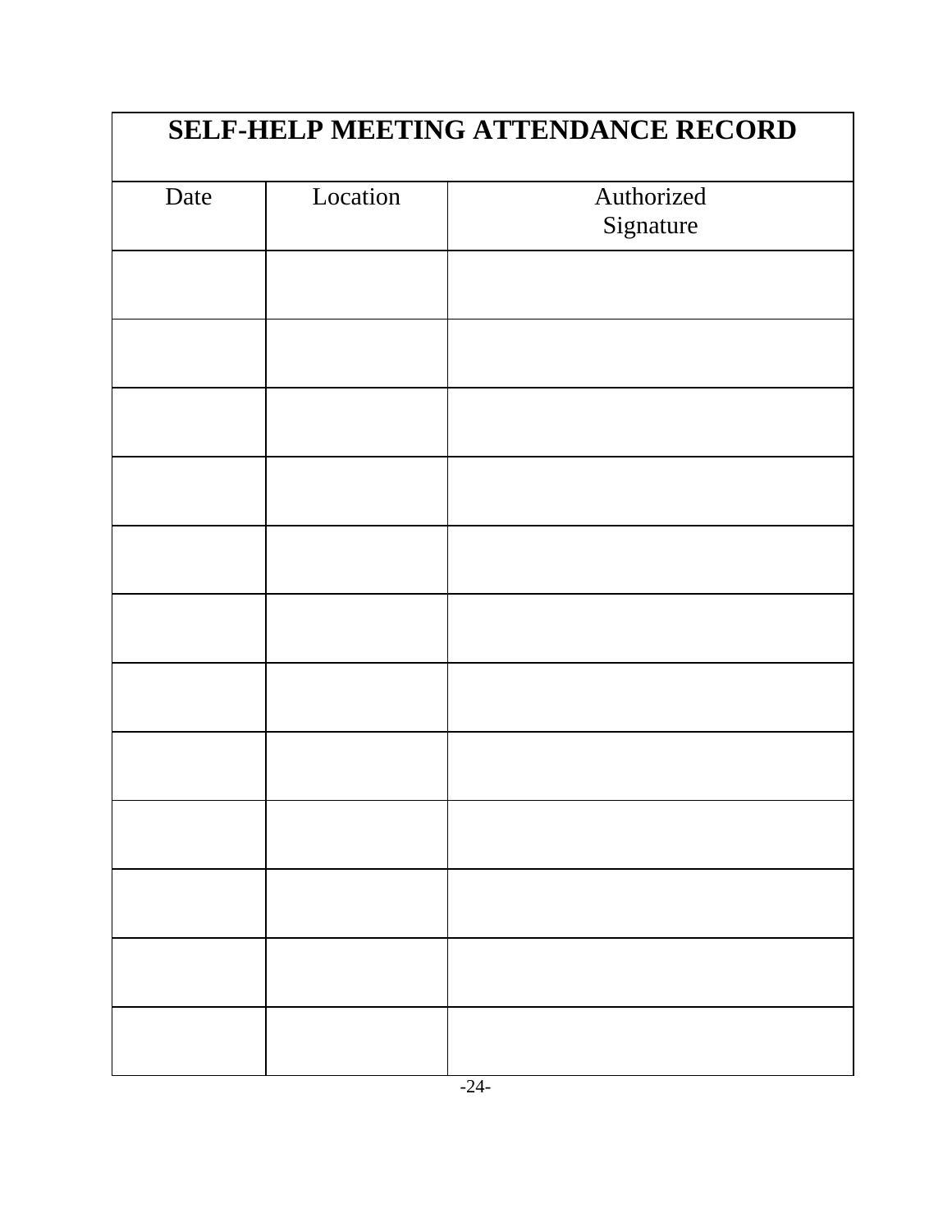| SELF-HELP MEETING ATTENDANCE RECORD | | |
|---|---|---|
| Date | Location | Authorized Signature |
| | | |
| | | |
| | | |
| | | |
| | | |
| | | |
| | | |
| | | |
| | | |
| | | |
| | | |
| | | |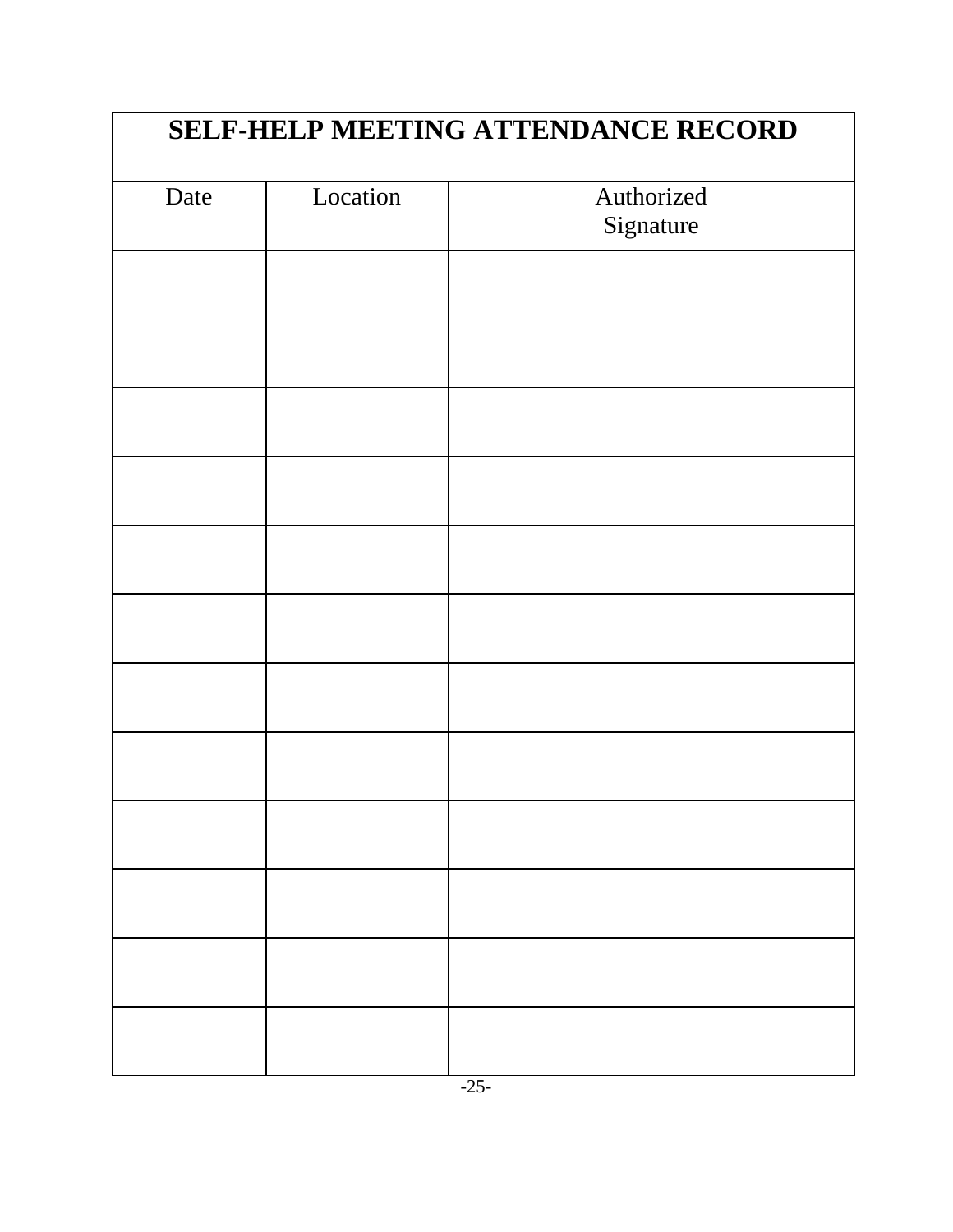| SELF-HELP MEETING ATTENDANCE RECORD | | |
|---|---|---|
| Date | Location | Authorized Signature |
| | | |
| | | |
| | | |
| | | |
| | | |
| | | |
| | | |
| | | |
| | | |
| | | |
| | | |
| | | |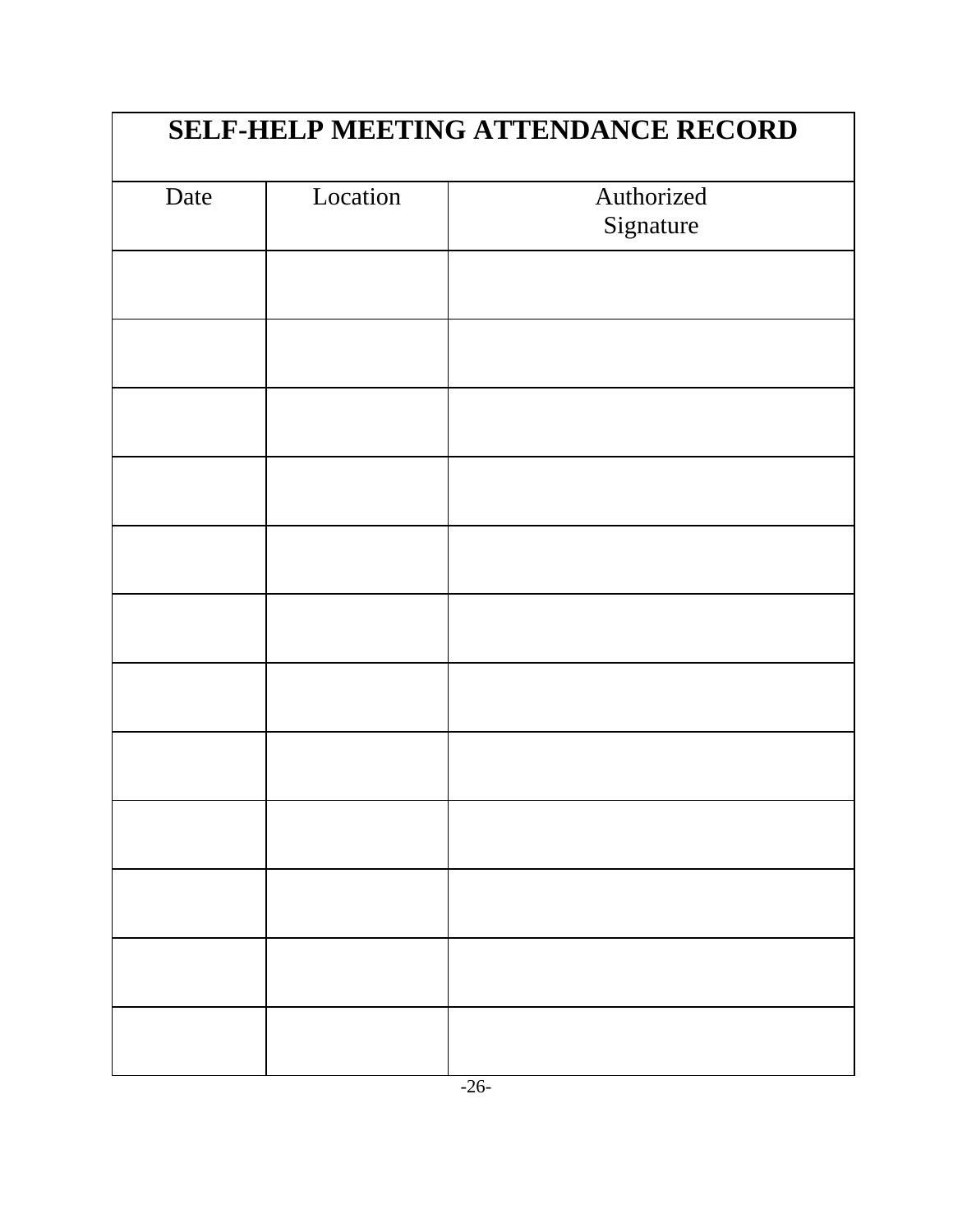| SELF-HELP MEETING ATTENDANCE RECORD | | |
|---|---|---|
| Date | Location | Authorized Signature |
| | | |
| | | |
| | | |
| | | |
| | | |
| | | |
| | | |
| | | |
| | | |
| | | |
| | | |
| | | |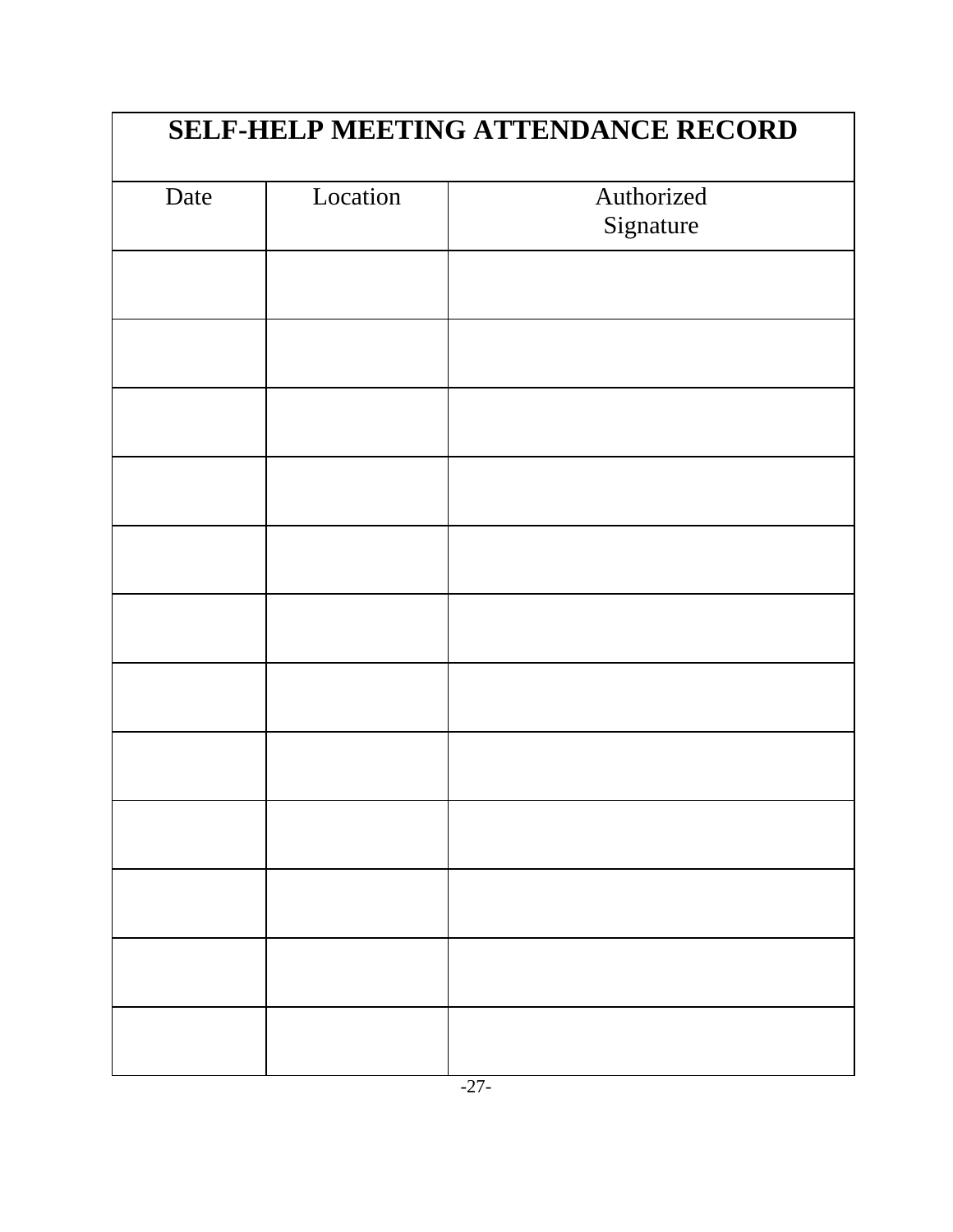| SELF-HELP MEETING ATTENDANCE RECORD | | |
|---|---|---|
| Date | Location | Authorized Signature |
| | | |
| | | |
| | | |
| | | |
| | | |
| | | |
| | | |
| | | |
| | | |
| | | |
| | | |
| | | |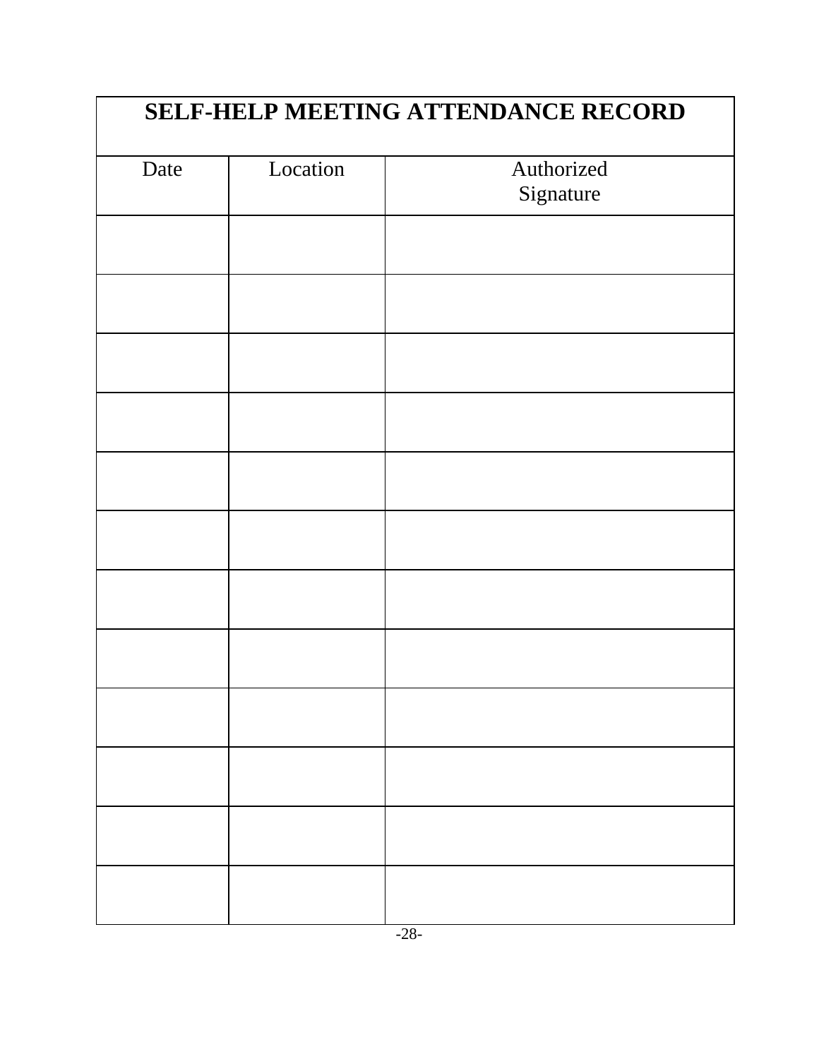| SELF-HELP MEETING ATTENDANCE RECORD | | |
|---|---|---|
| Date | Location | Authorized Signature |
| | | |
| | | |
| | | |
| | | |
| | | |
| | | |
| | | |
| | | |
| | | |
| | | |
| | | |
| | | |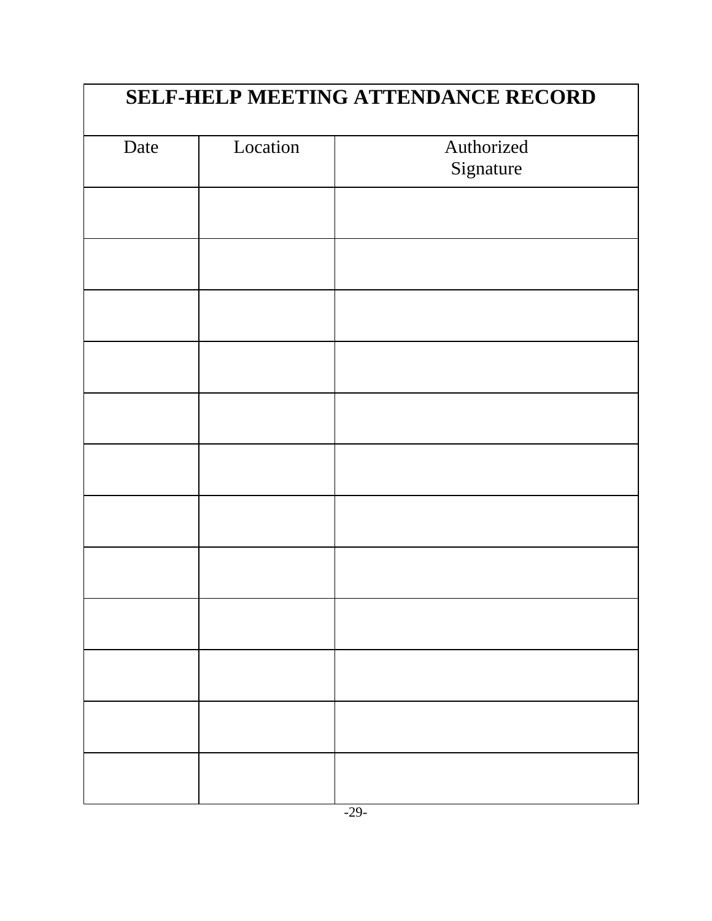| SELF-HELP MEETING ATTENDANCE RECORD | | |
|---|---|---|
| Date | Location | Authorized Signature |
| | | |
| | | |
| | | |
| | | |
| | | |
| | | |
| | | |
| | | |
| | | |
| | | |
| | | |
| | | |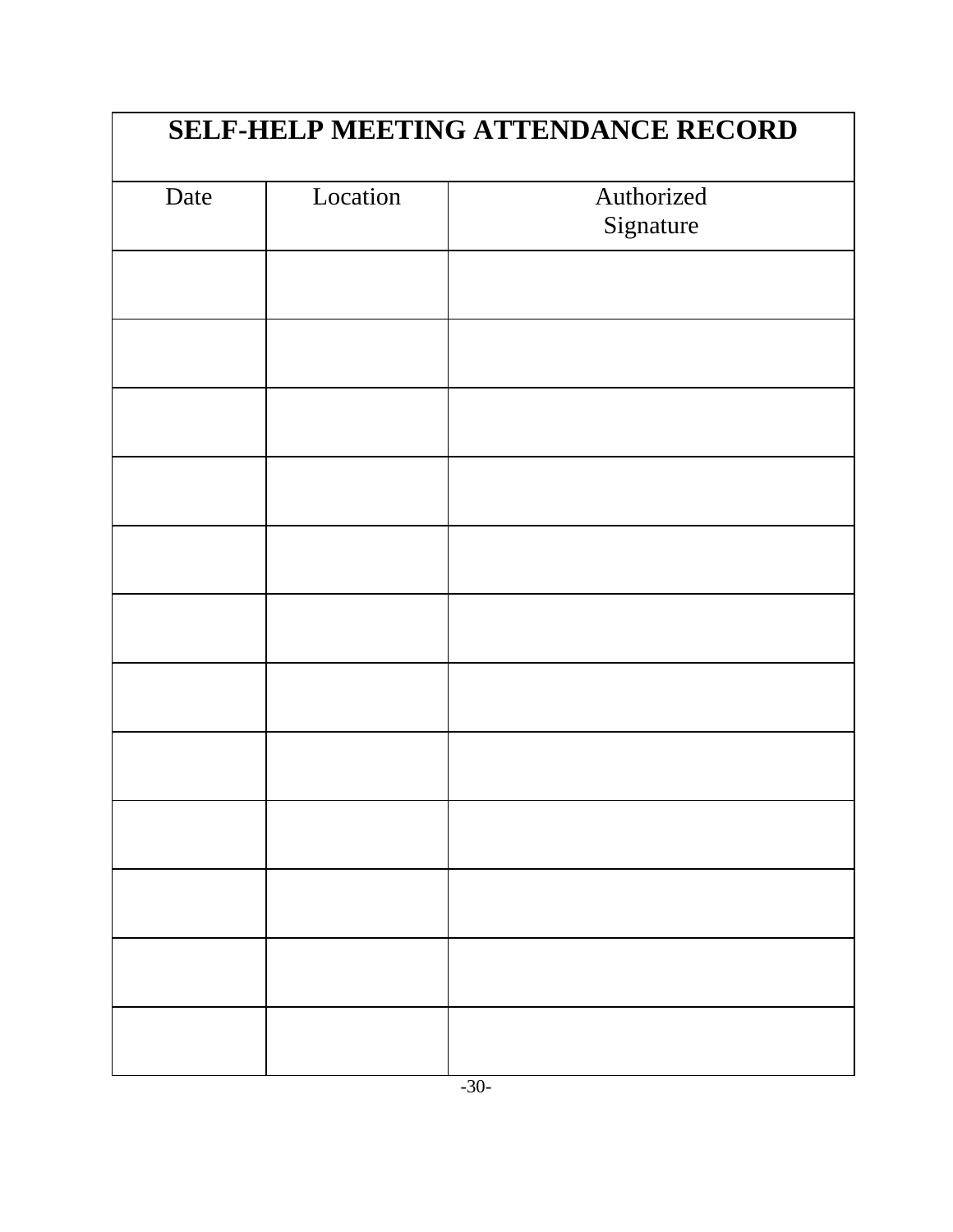| SELF-HELP MEETING ATTENDANCE RECORD | | |
|---|---|---|
| Date | Location | Authorized Signature |
| | | |
| | | |
| | | |
| | | |
| | | |
| | | |
| | | |
| | | |
| | | |
| | | |
| | | |
| | | |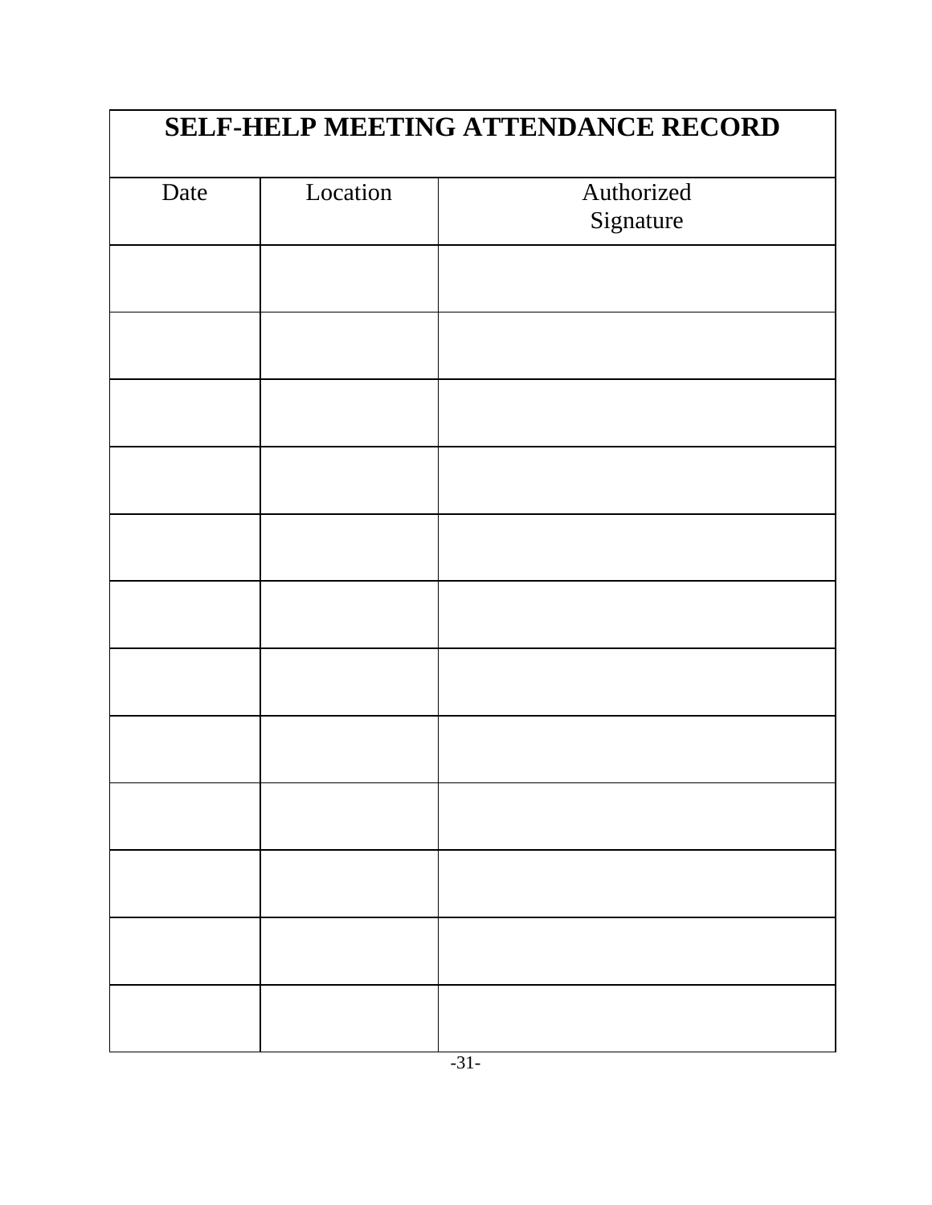| SELF-HELP MEETING ATTENDANCE RECORD | | |
|---|---|---|
| Date | Location | Authorized Signature |
| | | |
| | | |
| | | |
| | | |
| | | |
| | | |
| | | |
| | | |
| | | |
| | | |
| | | |
| | | |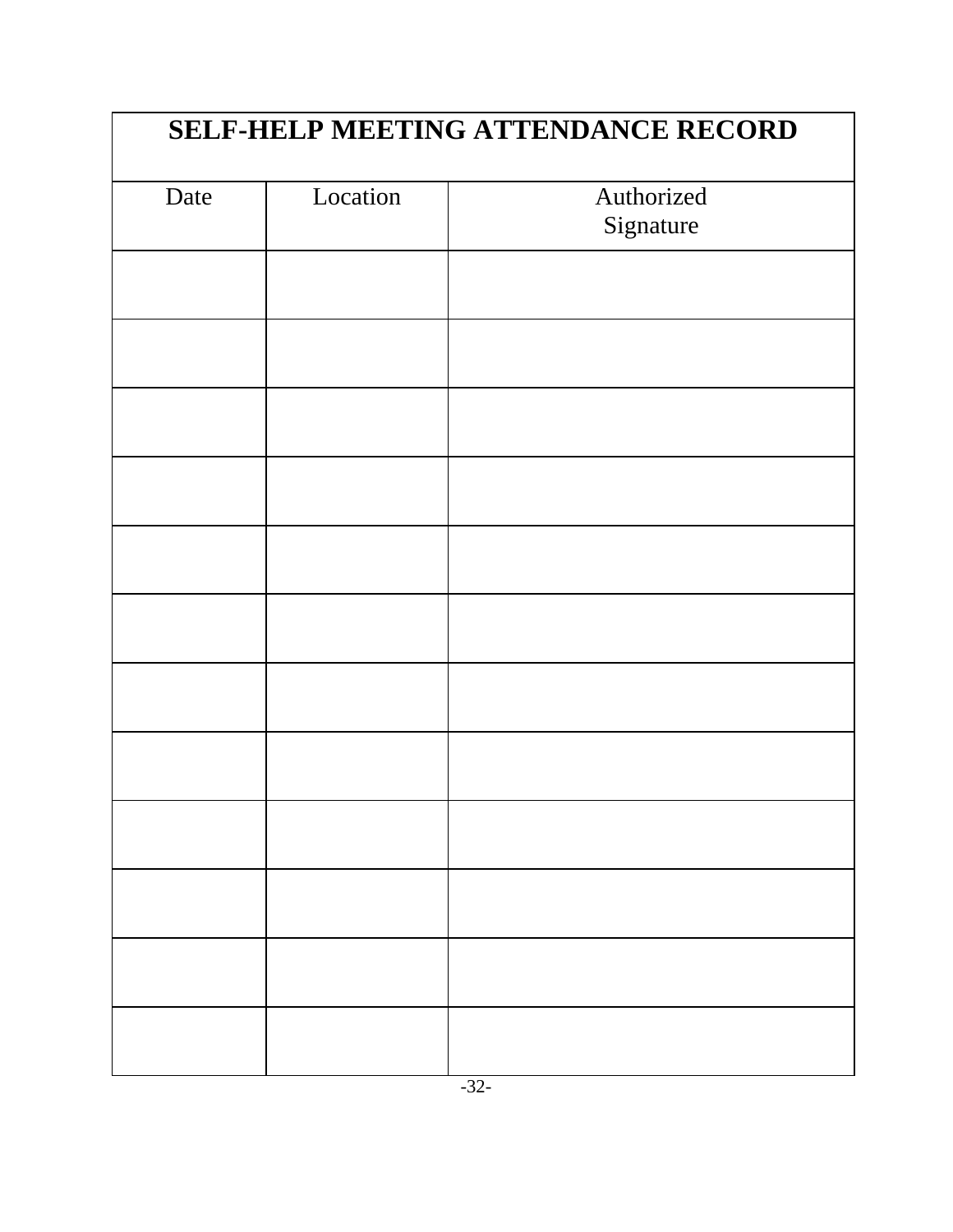# SELF-HELP MEETING ATTENDANCE RECORD

| Date | Location | Authorized Signature |
|---|---|---|
| | | |
| | | |
| | | |
| | | |
| | | |
| | | |
| | | |
| | | |
| | | |
| | | |
| | | |
| | | |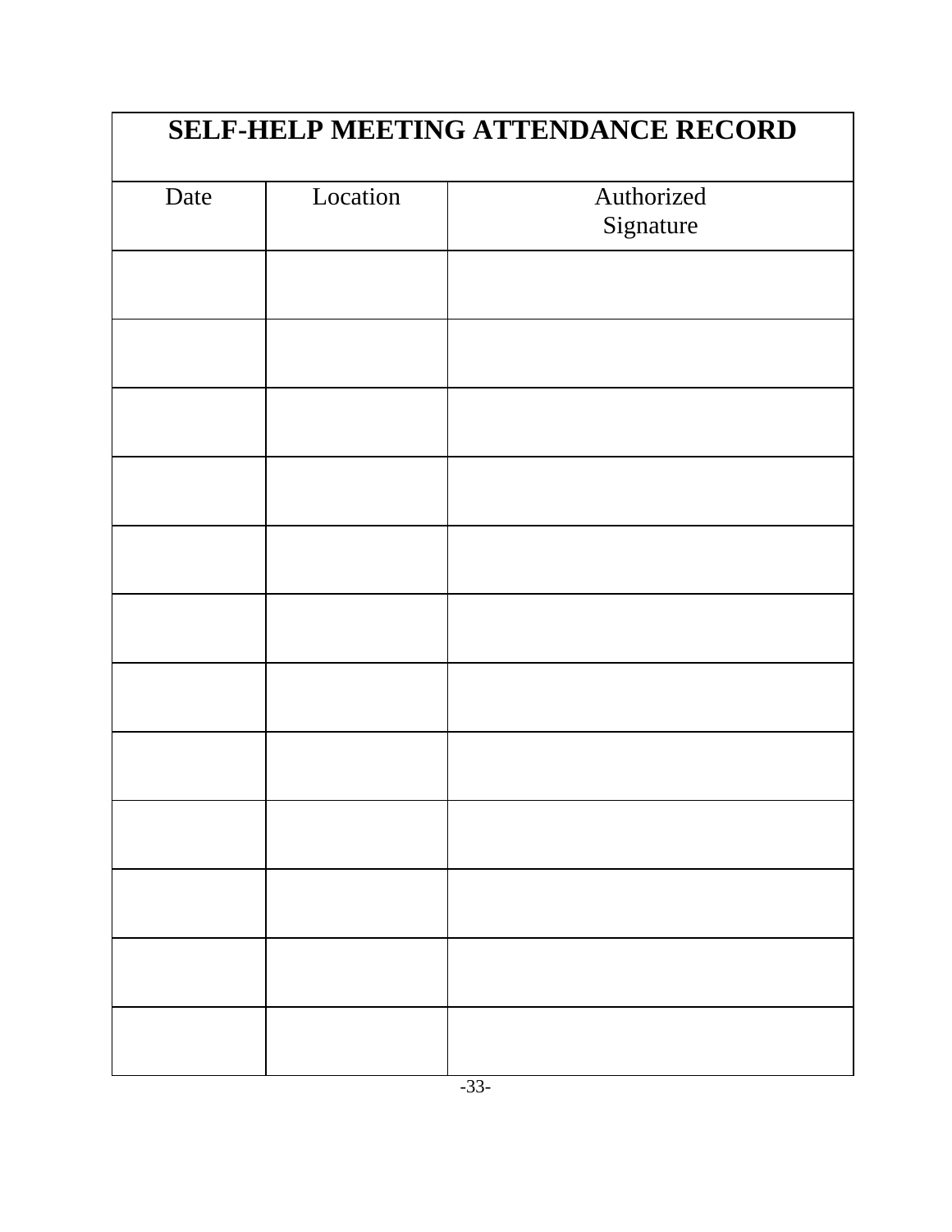| SELF-HELP MEETING ATTENDANCE RECORD | | |
|---|---|---|
| Date | Location | Authorized Signature |
| | | |
| | | |
| | | |
| | | |
| | | |
| | | |
| | | |
| | | |
| | | |
| | | |
| | | |
| | | |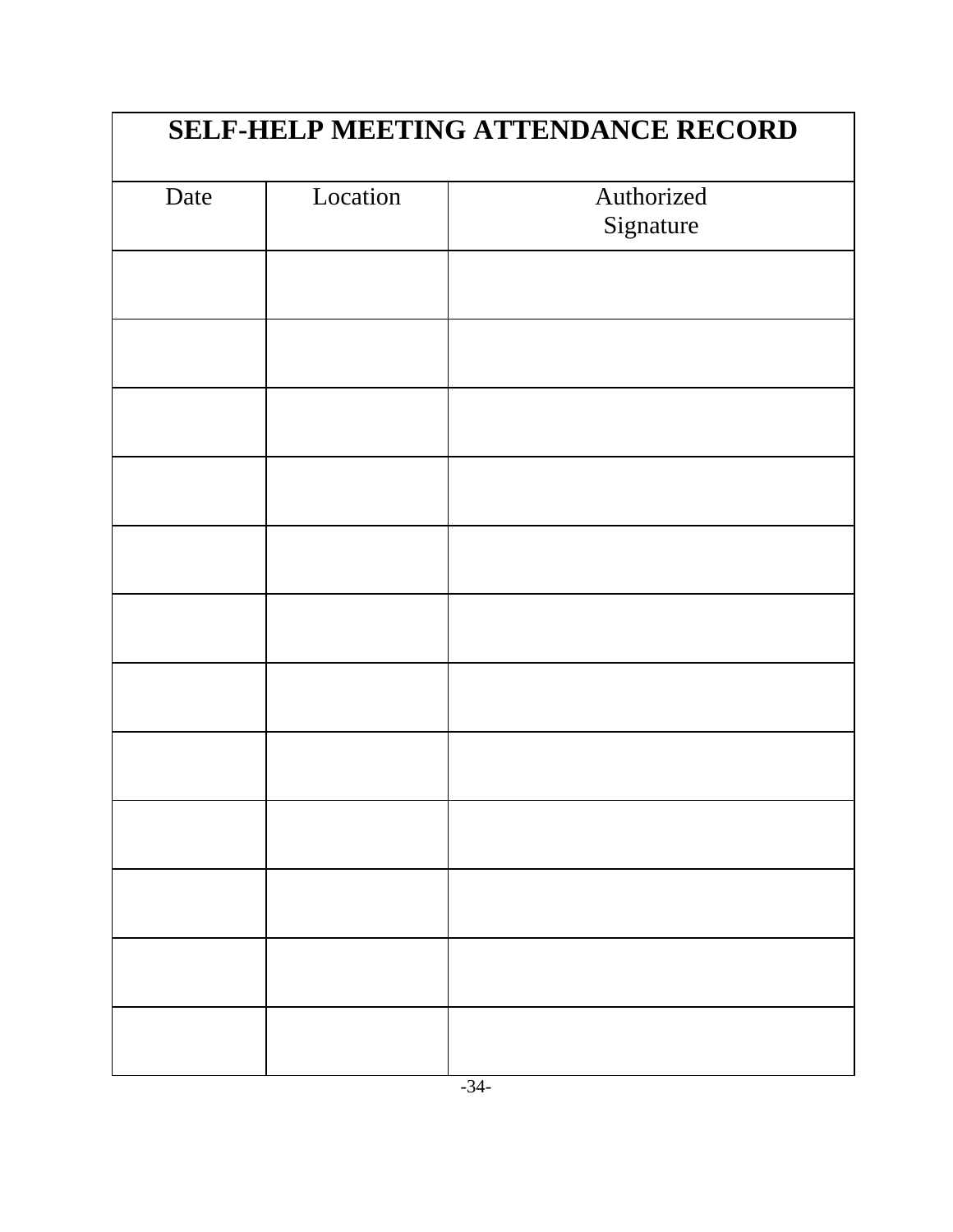## SELF-HELP MEETING ATTENDANCE RECORD

| Date | Location | Authorized Signature |
|---|---|---|
| | | |
| | | |
| | | |
| | | |
| | | |
| | | |
| | | |
| | | |
| | | |
| | | |
| | | |
| | | |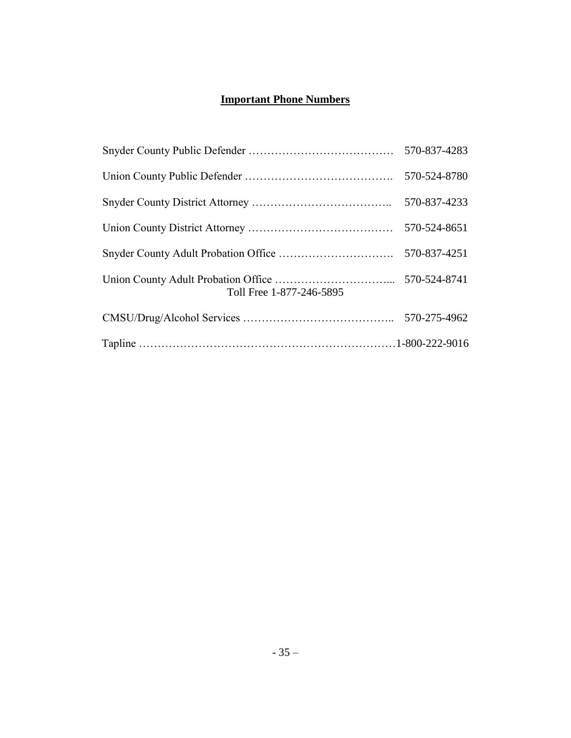## Important Phone Numbers

Snyder County Public Defender ………………………………… 570-837-4283

Union County Public Defender …………………………………. 570-524-8780

Snyder County District Attorney ……………………………….. 570-837-4233

Union County District Attorney ………………………………… 570-524-8651

Snyder County Adult Probation Office …………………………. 570-837-4251

Union County Adult Probation Office …………………………... 570-524-8741
Toll Free 1-877-246-5895

CMSU/Drug/Alcohol Services ………………………………….. 570-275-4962

Tapline ………………………………………………………………1-800-222-9016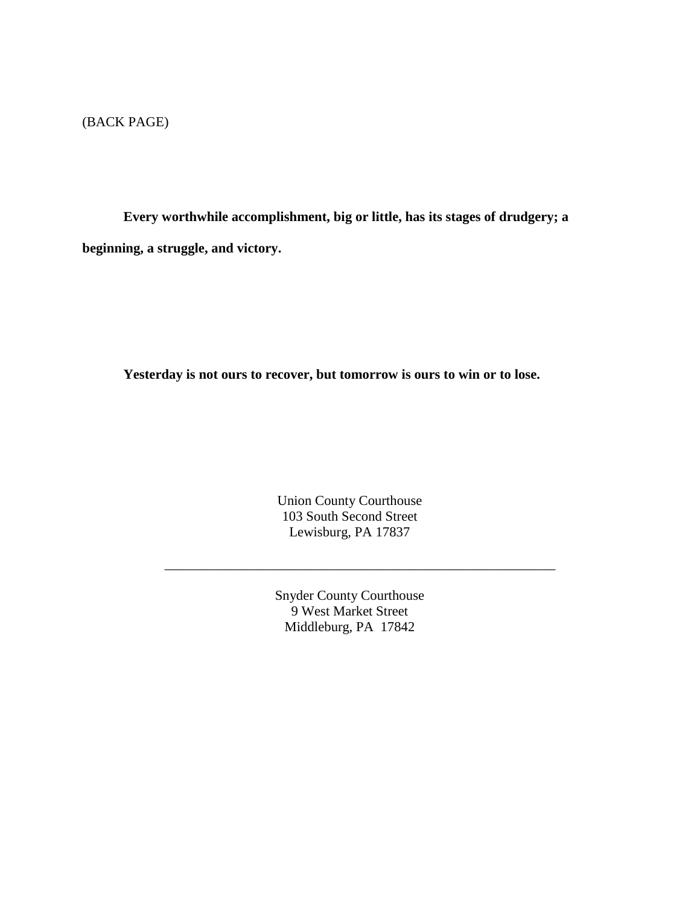(BACK PAGE)

**Every worthwhile accomplishment, big or little, has its stages of drudgery; a beginning, a struggle, and victory.**

**Yesterday is not ours to recover, but tomorrow is ours to win or to lose.**

Union County Courthouse
103 South Second Street
Lewisburg, PA 17837

---

Snyder County Courthouse
9 West Market Street
Middleburg, PA 17842